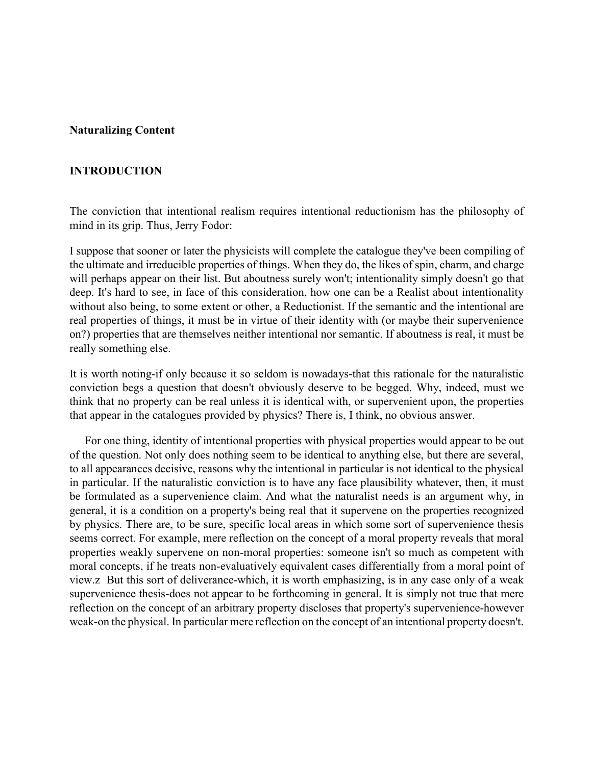**Naturalizing Content**

## INTRODUCTION

The conviction that intentional realism requires intentional reductionism has the philosophy of mind in its grip. Thus, Jerry Fodor:

I suppose that sooner or later the physicists will complete the catalogue they've been compiling of the ultimate and irreducible properties of things. When they do, the likes of spin, charm, and charge will perhaps appear on their list. But aboutness surely won't; intentionality simply doesn't go that deep. It's hard to see, in face of this consideration, how one can be a Realist about intentionality without also being, to some extent or other, a Reductionist. If the semantic and the intentional are real properties of things, it must be in virtue of their identity with (or maybe their supervenience on?) properties that are themselves neither intentional nor semantic. If aboutness is real, it must be really something else.

It is worth noting-if only because it so seldom is nowadays-that this rationale for the naturalistic conviction begs a question that doesn't obviously deserve to be begged. Why, indeed, must we think that no property can be real unless it is identical with, or supervenient upon, the properties that appear in the catalogues provided by physics? There is, I think, no obvious answer.

For one thing, identity of intentional properties with physical properties would appear to be out of the question. Not only does nothing seem to be identical to anything else, but there are several, to all appearances decisive, reasons why the intentional in particular is not identical to the physical in particular. If the naturalistic conviction is to have any face plausibility whatever, then, it must be formulated as a supervenience claim. And what the naturalist needs is an argument why, in general, it is a condition on a property's being real that it supervene on the properties recognized by physics. There are, to be sure, specific local areas in which some sort of supervenience thesis seems correct. For example, mere reflection on the concept of a moral property reveals that moral properties weakly supervene on non-moral properties: someone isn't so much as competent with moral concepts, if he treats non-evaluatively equivalent cases differentially from a moral point of view.z But this sort of deliverance-which, it is worth emphasizing, is in any case only of a weak supervenience thesis-does not appear to be forthcoming in general. It is simply not true that mere reflection on the concept of an arbitrary property discloses that property's supervenience-however weak-on the physical. In particular mere reflection on the concept of an intentional property doesn't.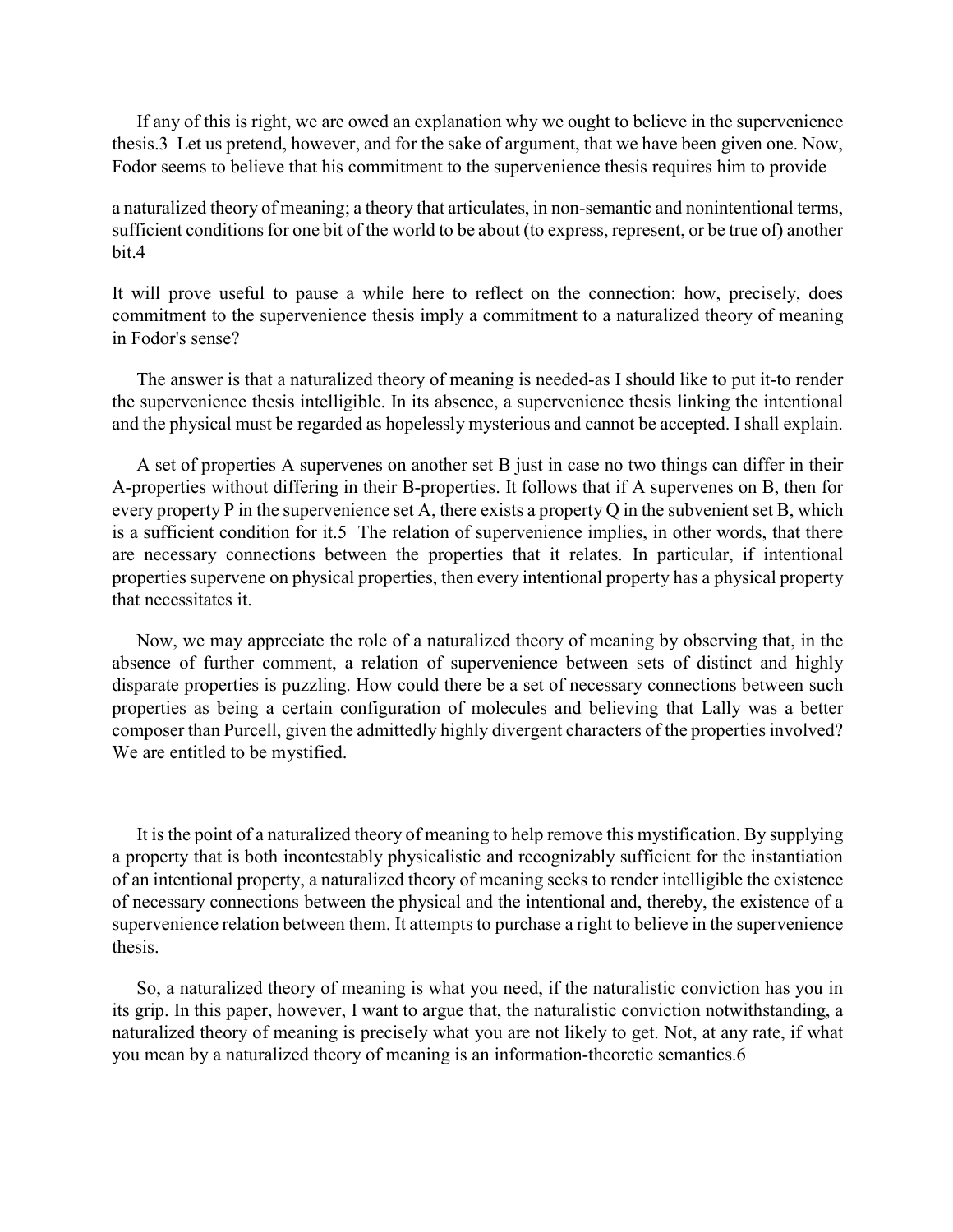If any of this is right, we are owed an explanation why we ought to believe in the supervenience thesis.[3] Let us pretend, however, and for the sake of argument, that we have been given one. Now, Fodor seems to believe that his commitment to the supervenience thesis requires him to provide

a naturalized theory of meaning; a theory that articulates, in non-semantic and nonintentional terms, sufficient conditions for one bit of the world to be about (to express, represent, or be true of) another bit.[4]

It will prove useful to pause a while here to reflect on the connection: how, precisely, does commitment to the supervenience thesis imply a commitment to a naturalized theory of meaning in Fodor's sense?

The answer is that a naturalized theory of meaning is needed-as I should like to put it-to render the supervenience thesis intelligible. In its absence, a supervenience thesis linking the intentional and the physical must be regarded as hopelessly mysterious and cannot be accepted. I shall explain.

A set of properties A supervenes on another set B just in case no two things can differ in their A-properties without differing in their B-properties. It follows that if A supervenes on B, then for every property P in the supervenience set A, there exists a property Q in the subvenient set B, which is a sufficient condition for it.[5] The relation of supervenience implies, in other words, that there are necessary connections between the properties that it relates. In particular, if intentional properties supervene on physical properties, then every intentional property has a physical property that necessitates it.

Now, we may appreciate the role of a naturalized theory of meaning by observing that, in the absence of further comment, a relation of supervenience between sets of distinct and highly disparate properties is puzzling. How could there be a set of necessary connections between such properties as being a certain configuration of molecules and believing that Lally was a better composer than Purcell, given the admittedly highly divergent characters of the properties involved? We are entitled to be mystified.

It is the point of a naturalized theory of meaning to help remove this mystification. By supplying a property that is both incontestably physicalistic and recognizably sufficient for the instantiation of an intentional property, a naturalized theory of meaning seeks to render intelligible the existence of necessary connections between the physical and the intentional and, thereby, the existence of a supervenience relation between them. It attempts to purchase a right to believe in the supervenience thesis.

So, a naturalized theory of meaning is what you need, if the naturalistic conviction has you in its grip. In this paper, however, I want to argue that, the naturalistic conviction notwithstanding, a naturalized theory of meaning is precisely what you are not likely to get. Not, at any rate, if what you mean by a naturalized theory of meaning is an information-theoretic semantics.[6]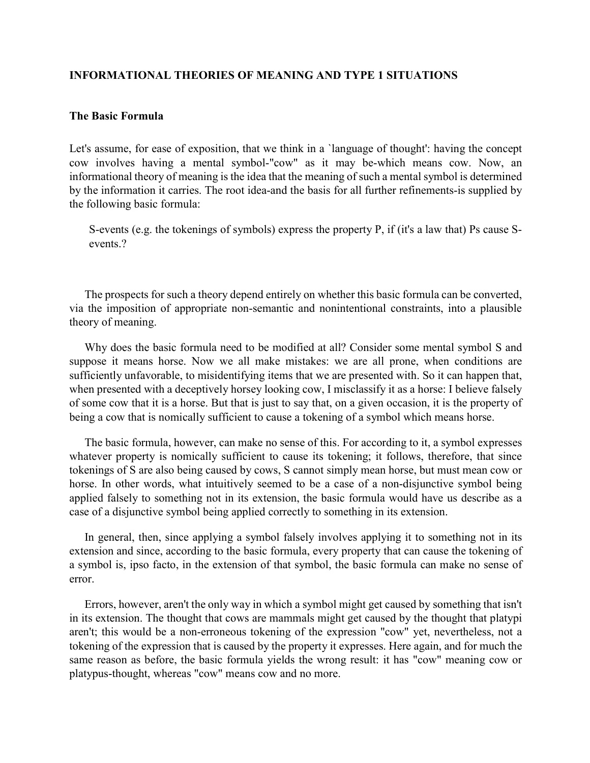## INFORMATIONAL THEORIES OF MEANING AND TYPE 1 SITUATIONS

### The Basic Formula

Let's assume, for ease of exposition, that we think in a `language of thought': having the concept cow involves having a mental symbol-"cow" as it may be-which means cow. Now, an informational theory of meaning is the idea that the meaning of such a mental symbol is determined by the information it carries. The root idea-and the basis for all further refinements-is supplied by the following basic formula:

> S-events (e.g. the tokenings of symbols) express the property P, if (it's a law that) Ps cause S-events.?

The prospects for such a theory depend entirely on whether this basic formula can be converted, via the imposition of appropriate non-semantic and nonintentional constraints, into a plausible theory of meaning.

Why does the basic formula need to be modified at all? Consider some mental symbol S and suppose it means horse. Now we all make mistakes: we are all prone, when conditions are sufficiently unfavorable, to misidentifying items that we are presented with. So it can happen that, when presented with a deceptively horsey looking cow, I misclassify it as a horse: I believe falsely of some cow that it is a horse. But that is just to say that, on a given occasion, it is the property of being a cow that is nomically sufficient to cause a tokening of a symbol which means horse.

The basic formula, however, can make no sense of this. For according to it, a symbol expresses whatever property is nomically sufficient to cause its tokening; it follows, therefore, that since tokenings of S are also being caused by cows, S cannot simply mean horse, but must mean cow or horse. In other words, what intuitively seemed to be a case of a non-disjunctive symbol being applied falsely to something not in its extension, the basic formula would have us describe as a case of a disjunctive symbol being applied correctly to something in its extension.

In general, then, since applying a symbol falsely involves applying it to something not in its extension and since, according to the basic formula, every property that can cause the tokening of a symbol is, ipso facto, in the extension of that symbol, the basic formula can make no sense of error.

Errors, however, aren't the only way in which a symbol might get caused by something that isn't in its extension. The thought that cows are mammals might get caused by the thought that platypi aren't; this would be a non-erroneous tokening of the expression "cow" yet, nevertheless, not a tokening of the expression that is caused by the property it expresses. Here again, and for much the same reason as before, the basic formula yields the wrong result: it has "cow" meaning cow or platypus-thought, whereas "cow" means cow and no more.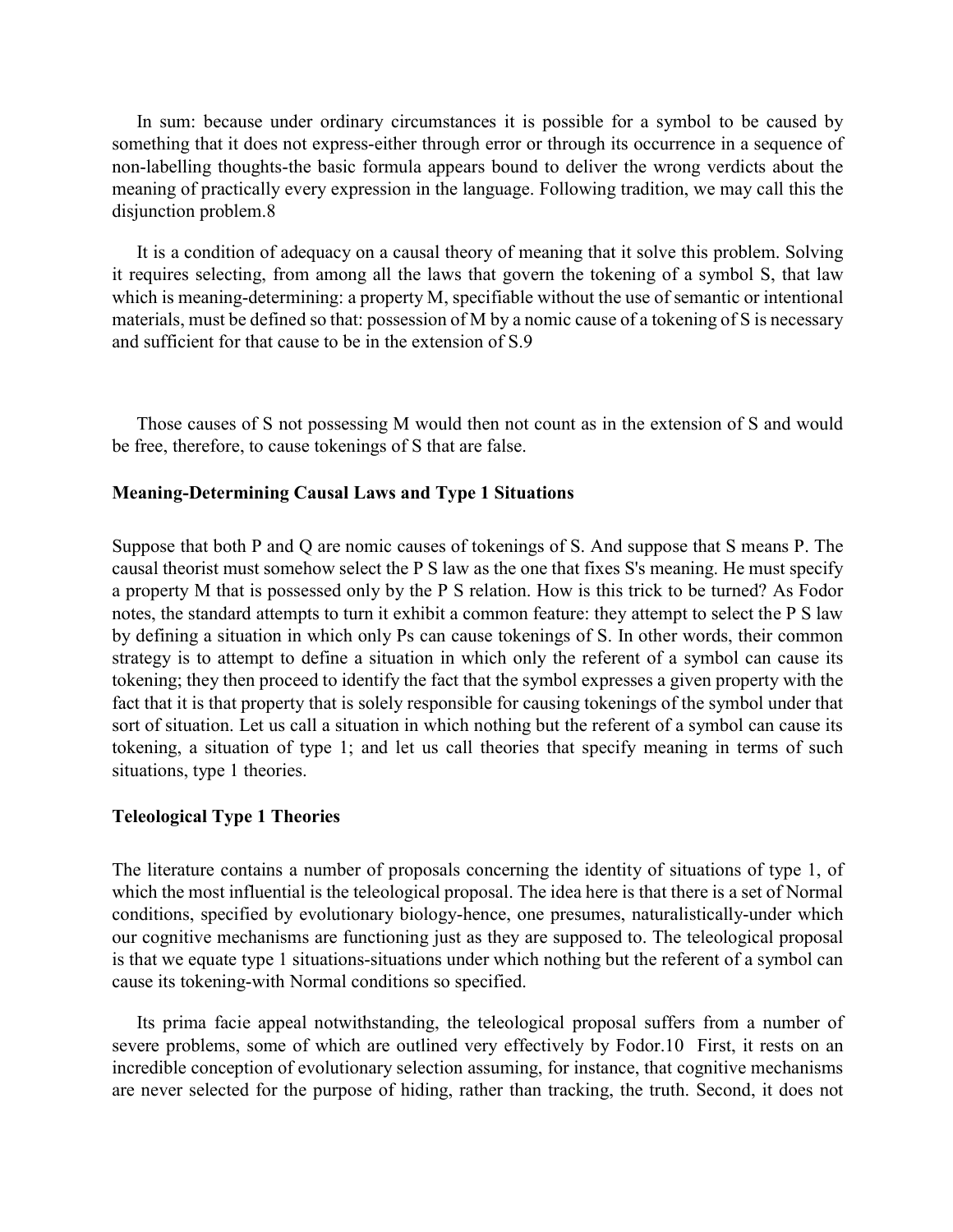In sum: because under ordinary circumstances it is possible for a symbol to be caused by something that it does not express-either through error or through its occurrence in a sequence of non-labelling thoughts-the basic formula appears bound to deliver the wrong verdicts about the meaning of practically every expression in the language. Following tradition, we may call this the disjunction problem.8

It is a condition of adequacy on a causal theory of meaning that it solve this problem. Solving it requires selecting, from among all the laws that govern the tokening of a symbol S, that law which is meaning-determining: a property M, specifiable without the use of semantic or intentional materials, must be defined so that: possession of M by a nomic cause of a tokening of S is necessary and sufficient for that cause to be in the extension of S.9

Those causes of S not possessing M would then not count as in the extension of S and would be free, therefore, to cause tokenings of S that are false.

### Meaning-Determining Causal Laws and Type 1 Situations

Suppose that both P and Q are nomic causes of tokenings of S. And suppose that S means P. The causal theorist must somehow select the P S law as the one that fixes S's meaning. He must specify a property M that is possessed only by the P S relation. How is this trick to be turned? As Fodor notes, the standard attempts to turn it exhibit a common feature: they attempt to select the P S law by defining a situation in which only Ps can cause tokenings of S. In other words, their common strategy is to attempt to define a situation in which only the referent of a symbol can cause its tokening; they then proceed to identify the fact that the symbol expresses a given property with the fact that it is that property that is solely responsible for causing tokenings of the symbol under that sort of situation. Let us call a situation in which nothing but the referent of a symbol can cause its tokening, a situation of type 1; and let us call theories that specify meaning in terms of such situations, type 1 theories.

### Teleological Type 1 Theories

The literature contains a number of proposals concerning the identity of situations of type 1, of which the most influential is the teleological proposal. The idea here is that there is a set of Normal conditions, specified by evolutionary biology-hence, one presumes, naturalistically-under which our cognitive mechanisms are functioning just as they are supposed to. The teleological proposal is that we equate type 1 situations-situations under which nothing but the referent of a symbol can cause its tokening-with Normal conditions so specified.

Its prima facie appeal notwithstanding, the teleological proposal suffers from a number of severe problems, some of which are outlined very effectively by Fodor.10 First, it rests on an incredible conception of evolutionary selection assuming, for instance, that cognitive mechanisms are never selected for the purpose of hiding, rather than tracking, the truth. Second, it does not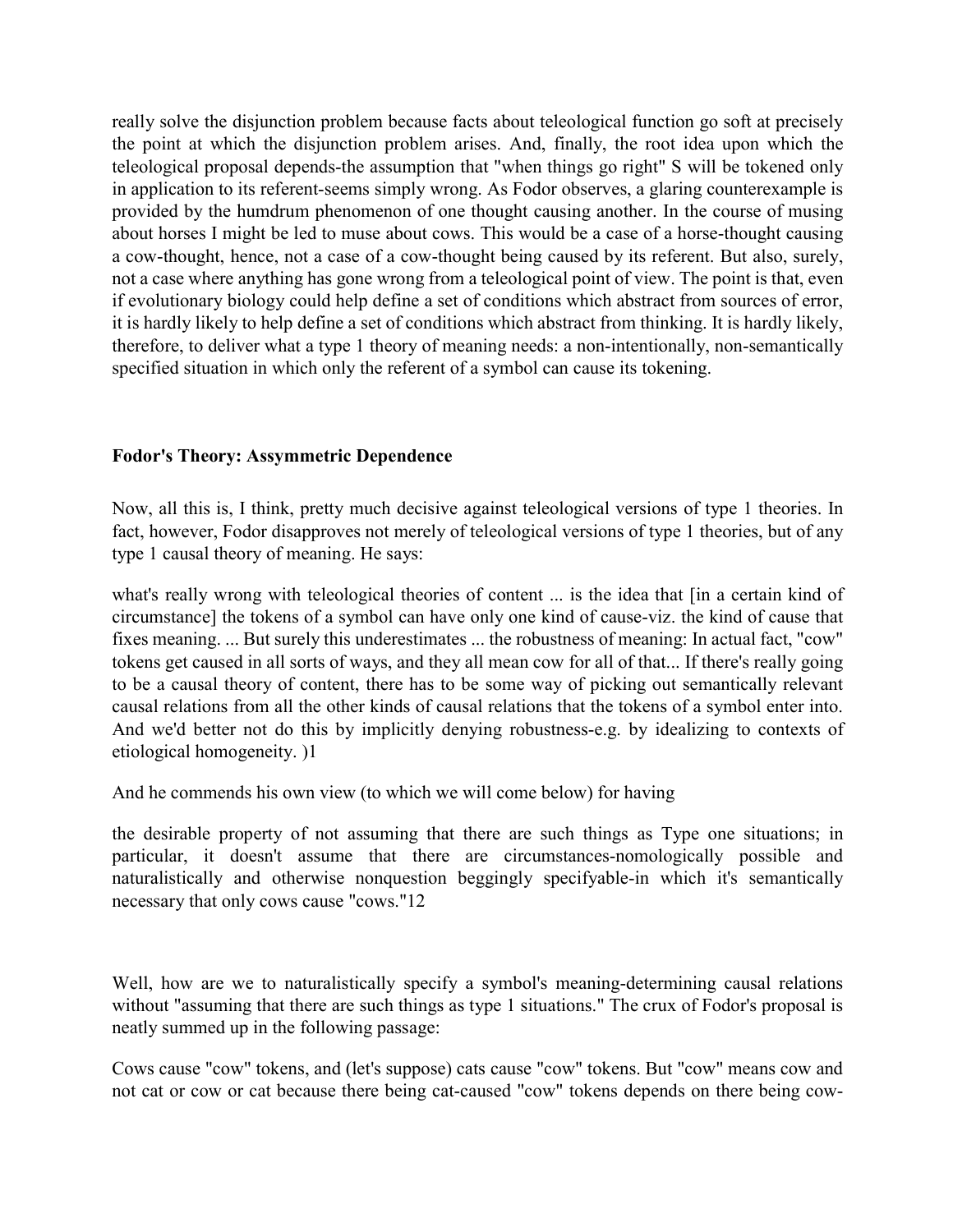really solve the disjunction problem because facts about teleological function go soft at precisely the point at which the disjunction problem arises. And, finally, the root idea upon which the teleological proposal depends-the assumption that "when things go right" S will be tokened only in application to its referent-seems simply wrong. As Fodor observes, a glaring counterexample is provided by the humdrum phenomenon of one thought causing another. In the course of musing about horses I might be led to muse about cows. This would be a case of a horse-thought causing a cow-thought, hence, not a case of a cow-thought being caused by its referent. But also, surely, not a case where anything has gone wrong from a teleological point of view. The point is that, even if evolutionary biology could help define a set of conditions which abstract from sources of error, it is hardly likely to help define a set of conditions which abstract from thinking. It is hardly likely, therefore, to deliver what a type 1 theory of meaning needs: a non-intentionally, non-semantically specified situation in which only the referent of a symbol can cause its tokening.

## Fodor's Theory: Assymmetric Dependence

Now, all this is, I think, pretty much decisive against teleological versions of type 1 theories. In fact, however, Fodor disapproves not merely of teleological versions of type 1 theories, but of any type 1 causal theory of meaning. He says:

what's really wrong with teleological theories of content ... is the idea that [in a certain kind of circumstance] the tokens of a symbol can have only one kind of cause-viz. the kind of cause that fixes meaning. ... But surely this underestimates ... the robustness of meaning: In actual fact, "cow" tokens get caused in all sorts of ways, and they all mean cow for all of that... If there's really going to be a causal theory of content, there has to be some way of picking out semantically relevant causal relations from all the other kinds of causal relations that the tokens of a symbol enter into. And we'd better not do this by implicitly denying robustness-e.g. by idealizing to contexts of etiological homogeneity. )1

And he commends his own view (to which we will come below) for having

the desirable property of not assuming that there are such things as Type one situations; in particular, it doesn't assume that there are circumstances-nomologically possible and naturalistically and otherwise nonquestion beggingly specifyable-in which it's semantically necessary that only cows cause "cows."12

Well, how are we to naturalistically specify a symbol's meaning-determining causal relations without "assuming that there are such things as type 1 situations." The crux of Fodor's proposal is neatly summed up in the following passage:

Cows cause "cow" tokens, and (let's suppose) cats cause "cow" tokens. But "cow" means cow and not cat or cow or cat because there being cat-caused "cow" tokens depends on there being cow-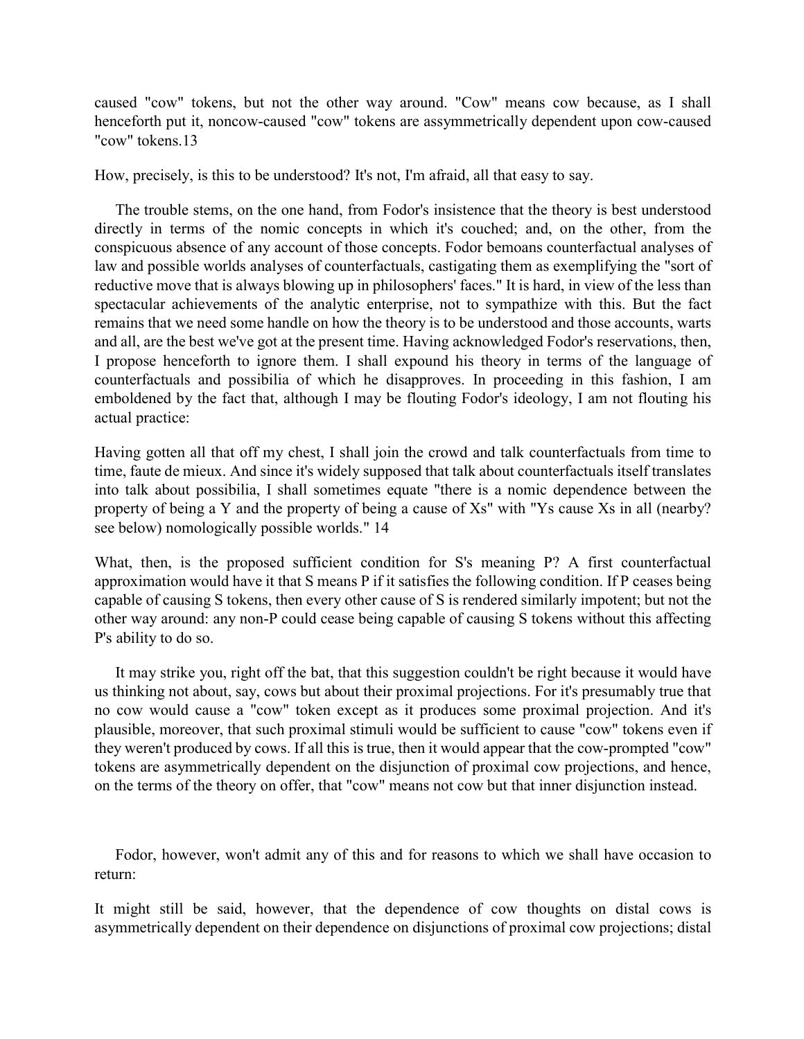caused "cow" tokens, but not the other way around. "Cow" means cow because, as I shall henceforth put it, noncow-caused "cow" tokens are assymmetrically dependent upon cow-caused "cow" tokens.13

How, precisely, is this to be understood? It's not, I'm afraid, all that easy to say.

The trouble stems, on the one hand, from Fodor's insistence that the theory is best understood directly in terms of the nomic concepts in which it's couched; and, on the other, from the conspicuous absence of any account of those concepts. Fodor bemoans counterfactual analyses of law and possible worlds analyses of counterfactuals, castigating them as exemplifying the "sort of reductive move that is always blowing up in philosophers' faces." It is hard, in view of the less than spectacular achievements of the analytic enterprise, not to sympathize with this. But the fact remains that we need some handle on how the theory is to be understood and those accounts, warts and all, are the best we've got at the present time. Having acknowledged Fodor's reservations, then, I propose henceforth to ignore them. I shall expound his theory in terms of the language of counterfactuals and possibilia of which he disapproves. In proceeding in this fashion, I am emboldened by the fact that, although I may be flouting Fodor's ideology, I am not flouting his actual practice:

Having gotten all that off my chest, I shall join the crowd and talk counterfactuals from time to time, faute de mieux. And since it's widely supposed that talk about counterfactuals itself translates into talk about possibilia, I shall sometimes equate "there is a nomic dependence between the property of being a Y and the property of being a cause of Xs" with "Ys cause Xs in all (nearby? see below) nomologically possible worlds." 14

What, then, is the proposed sufficient condition for S's meaning P? A first counterfactual approximation would have it that S means P if it satisfies the following condition. If P ceases being capable of causing S tokens, then every other cause of S is rendered similarly impotent; but not the other way around: any non-P could cease being capable of causing S tokens without this affecting P's ability to do so.

It may strike you, right off the bat, that this suggestion couldn't be right because it would have us thinking not about, say, cows but about their proximal projections. For it's presumably true that no cow would cause a "cow" token except as it produces some proximal projection. And it's plausible, moreover, that such proximal stimuli would be sufficient to cause "cow" tokens even if they weren't produced by cows. If all this is true, then it would appear that the cow-prompted "cow" tokens are asymmetrically dependent on the disjunction of proximal cow projections, and hence, on the terms of the theory on offer, that "cow" means not cow but that inner disjunction instead.

Fodor, however, won't admit any of this and for reasons to which we shall have occasion to return:

It might still be said, however, that the dependence of cow thoughts on distal cows is asymmetrically dependent on their dependence on disjunctions of proximal cow projections; distal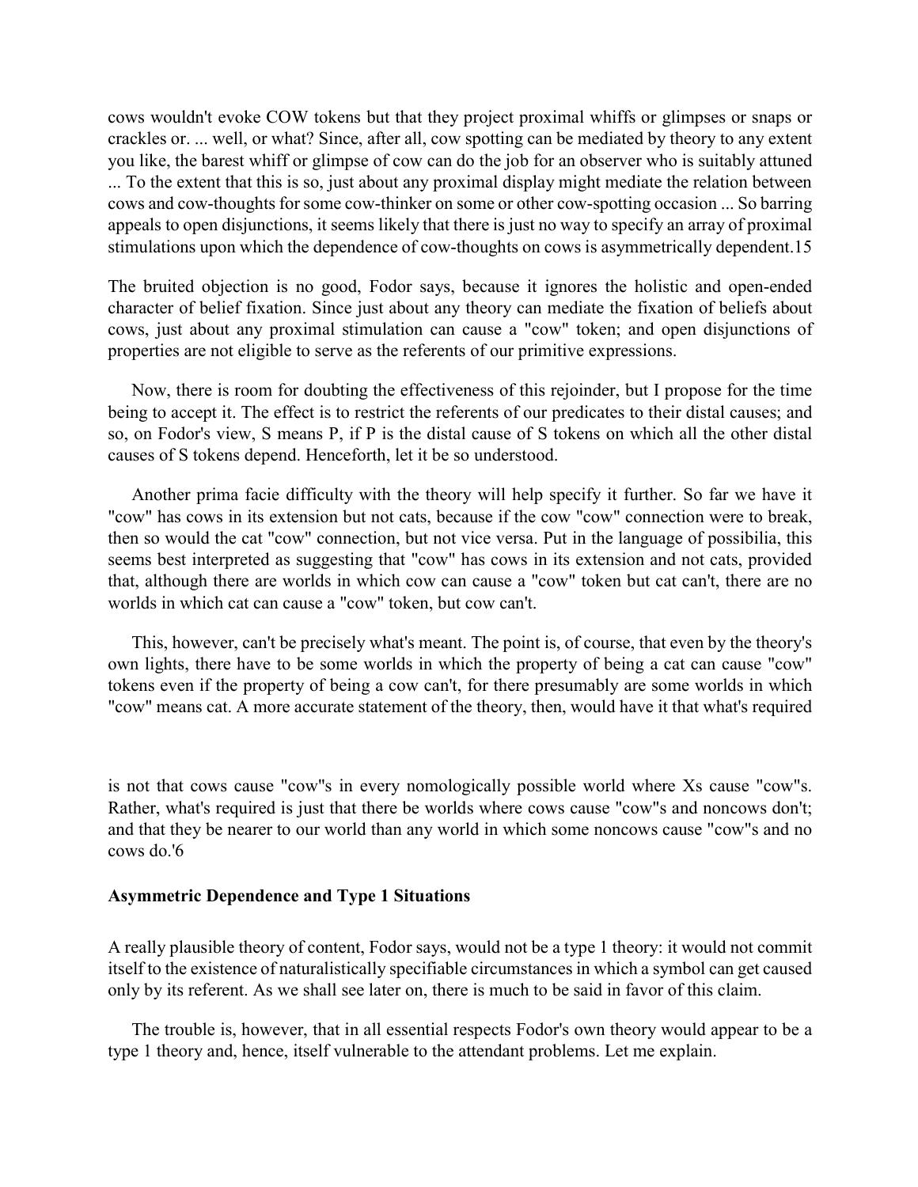cows wouldn't evoke COW tokens but that they project proximal whiffs or glimpses or snaps or crackles or. ... well, or what? Since, after all, cow spotting can be mediated by theory to any extent you like, the barest whiff or glimpse of cow can do the job for an observer who is suitably attuned ... To the extent that this is so, just about any proximal display might mediate the relation between cows and cow-thoughts for some cow-thinker on some or other cow-spotting occasion ... So barring appeals to open disjunctions, it seems likely that there is just no way to specify an array of proximal stimulations upon which the dependence of cow-thoughts on cows is asymmetrically dependent.15

The bruited objection is no good, Fodor says, because it ignores the holistic and open-ended character of belief fixation. Since just about any theory can mediate the fixation of beliefs about cows, just about any proximal stimulation can cause a "cow" token; and open disjunctions of properties are not eligible to serve as the referents of our primitive expressions.

Now, there is room for doubting the effectiveness of this rejoinder, but I propose for the time being to accept it. The effect is to restrict the referents of our predicates to their distal causes; and so, on Fodor's view, S means P, if P is the distal cause of S tokens on which all the other distal causes of S tokens depend. Henceforth, let it be so understood.

Another prima facie difficulty with the theory will help specify it further. So far we have it "cow" has cows in its extension but not cats, because if the cow "cow" connection were to break, then so would the cat "cow" connection, but not vice versa. Put in the language of possibilia, this seems best interpreted as suggesting that "cow" has cows in its extension and not cats, provided that, although there are worlds in which cow can cause a "cow" token but cat can't, there are no worlds in which cat can cause a "cow" token, but cow can't.

This, however, can't be precisely what's meant. The point is, of course, that even by the theory's own lights, there have to be some worlds in which the property of being a cat can cause "cow" tokens even if the property of being a cow can't, for there presumably are some worlds in which "cow" means cat. A more accurate statement of the theory, then, would have it that what's required is not that cows cause "cow"s in every nomologically possible world where Xs cause "cow"s. Rather, what's required is just that there be worlds where cows cause "cow"s and noncows don't; and that they be nearer to our world than any world in which some noncows cause "cow"s and no cows do.'6

## Asymmetric Dependence and Type 1 Situations

A really plausible theory of content, Fodor says, would not be a type 1 theory: it would not commit itself to the existence of naturalistically specifiable circumstances in which a symbol can get caused only by its referent. As we shall see later on, there is much to be said in favor of this claim.

The trouble is, however, that in all essential respects Fodor's own theory would appear to be a type 1 theory and, hence, itself vulnerable to the attendant problems. Let me explain.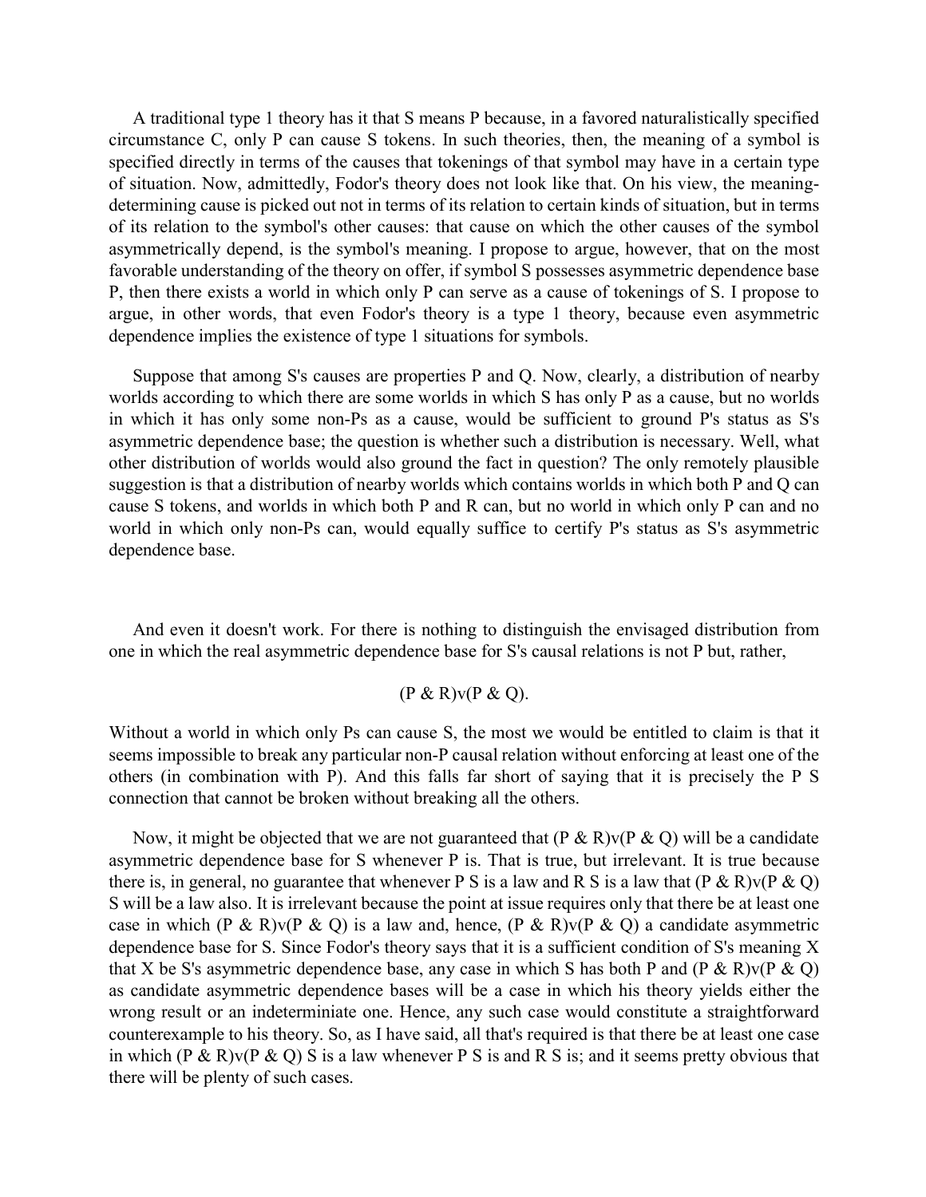A traditional type 1 theory has it that S means P because, in a favored naturalistically specified circumstance C, only P can cause S tokens. In such theories, then, the meaning of a symbol is specified directly in terms of the causes that tokenings of that symbol may have in a certain type of situation. Now, admittedly, Fodor's theory does not look like that. On his view, the meaning-determining cause is picked out not in terms of its relation to certain kinds of situation, but in terms of its relation to the symbol's other causes: that cause on which the other causes of the symbol asymmetrically depend, is the symbol's meaning. I propose to argue, however, that on the most favorable understanding of the theory on offer, if symbol S possesses asymmetric dependence base P, then there exists a world in which only P can serve as a cause of tokenings of S. I propose to argue, in other words, that even Fodor's theory is a type 1 theory, because even asymmetric dependence implies the existence of type 1 situations for symbols.

Suppose that among S's causes are properties P and Q. Now, clearly, a distribution of nearby worlds according to which there are some worlds in which S has only P as a cause, but no worlds in which it has only some non-Ps as a cause, would be sufficient to ground P's status as S's asymmetric dependence base; the question is whether such a distribution is necessary. Well, what other distribution of worlds would also ground the fact in question? The only remotely plausible suggestion is that a distribution of nearby worlds which contains worlds in which both P and Q can cause S tokens, and worlds in which both P and R can, but no world in which only P can and no world in which only non-Ps can, would equally suffice to certify P's status as S's asymmetric dependence base.

And even it doesn't work. For there is nothing to distinguish the envisaged distribution from one in which the real asymmetric dependence base for S's causal relations is not P but, rather,

$$(P \ \& \ R) \vee (P \ \& \ Q).$$

Without a world in which only Ps can cause S, the most we would be entitled to claim is that it seems impossible to break any particular non-P causal relation without enforcing at least one of the others (in combination with P). And this falls far short of saying that it is precisely the P S connection that cannot be broken without breaking all the others.

Now, it might be objected that we are not guaranteed that (P & R)v(P & Q) will be a candidate asymmetric dependence base for S whenever P is. That is true, but irrelevant. It is true because there is, in general, no guarantee that whenever P S is a law and R S is a law that (P & R)v(P & Q) S will be a law also. It is irrelevant because the point at issue requires only that there be at least one case in which (P & R)v(P & Q) is a law and, hence, (P & R)v(P & Q) a candidate asymmetric dependence base for S. Since Fodor's theory says that it is a sufficient condition of S's meaning X that X be S's asymmetric dependence base, any case in which S has both P and (P & R)v(P & Q) as candidate asymmetric dependence bases will be a case in which his theory yields either the wrong result or an indeteriminate one. Hence, any such case would constitute a straightforward counterexample to his theory. So, as I have said, all that's required is that there be at least one case in which (P & R)v(P & Q) S is a law whenever P S is and R S is; and it seems pretty obvious that there will be plenty of such cases.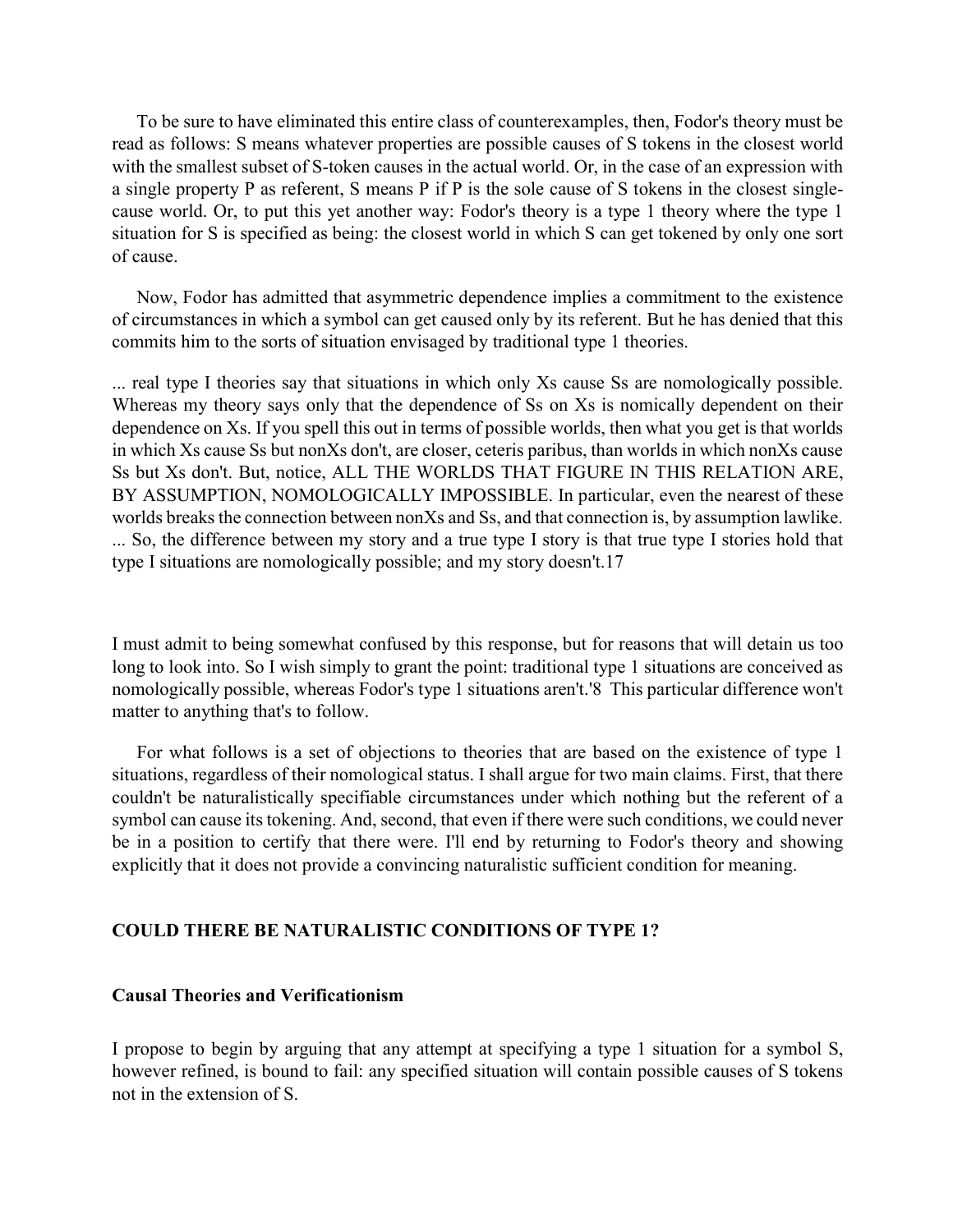To be sure to have eliminated this entire class of counterexamples, then, Fodor's theory must be read as follows: S means whatever properties are possible causes of S tokens in the closest world with the smallest subset of S-token causes in the actual world. Or, in the case of an expression with a single property P as referent, S means P if P is the sole cause of S tokens in the closest single-cause world. Or, to put this yet another way: Fodor's theory is a type 1 theory where the type 1 situation for S is specified as being: the closest world in which S can get tokened by only one sort of cause.

Now, Fodor has admitted that asymmetric dependence implies a commitment to the existence of circumstances in which a symbol can get caused only by its referent. But he has denied that this commits him to the sorts of situation envisaged by traditional type 1 theories.

> ... real type I theories say that situations in which only Xs cause Ss are nomologically possible. Whereas my theory says only that the dependence of Ss on Xs is nomically dependent on their dependence on Xs. If you spell this out in terms of possible worlds, then what you get is that worlds in which Xs cause Ss but nonXs don't, are closer, ceteris paribus, than worlds in which nonXs cause Ss but Xs don't. But, notice, ALL THE WORLDS THAT FIGURE IN THIS RELATION ARE, BY ASSUMPTION, NOMOLOGICALLY IMPOSSIBLE. In particular, even the nearest of these worlds breaks the connection between nonXs and Ss, and that connection is, by assumption lawlike. ... So, the difference between my story and a true type I story is that true type I stories hold that type I situations are nomologically possible; and my story doesn't.[17]

I must admit to being somewhat confused by this response, but for reasons that will detain us too long to look into. So I wish simply to grant the point: traditional type 1 situations are conceived as nomologically possible, whereas Fodor's type 1 situations aren't.[18] This particular difference won't matter to anything that's to follow.

For what follows is a set of objections to theories that are based on the existence of type 1 situations, regardless of their nomological status. I shall argue for two main claims. First, that there couldn't be naturalistically specifiable circumstances under which nothing but the referent of a symbol can cause its tokening. And, second, that even if there were such conditions, we could never be in a position to certify that there were. I'll end by returning to Fodor's theory and showing explicitly that it does not provide a convincing naturalistic sufficient condition for meaning.

## COULD THERE BE NATURALISTIC CONDITIONS OF TYPE 1?

### Causal Theories and Verificationism

I propose to begin by arguing that any attempt at specifying a type 1 situation for a symbol S, however refined, is bound to fail: any specified situation will contain possible causes of S tokens not in the extension of S.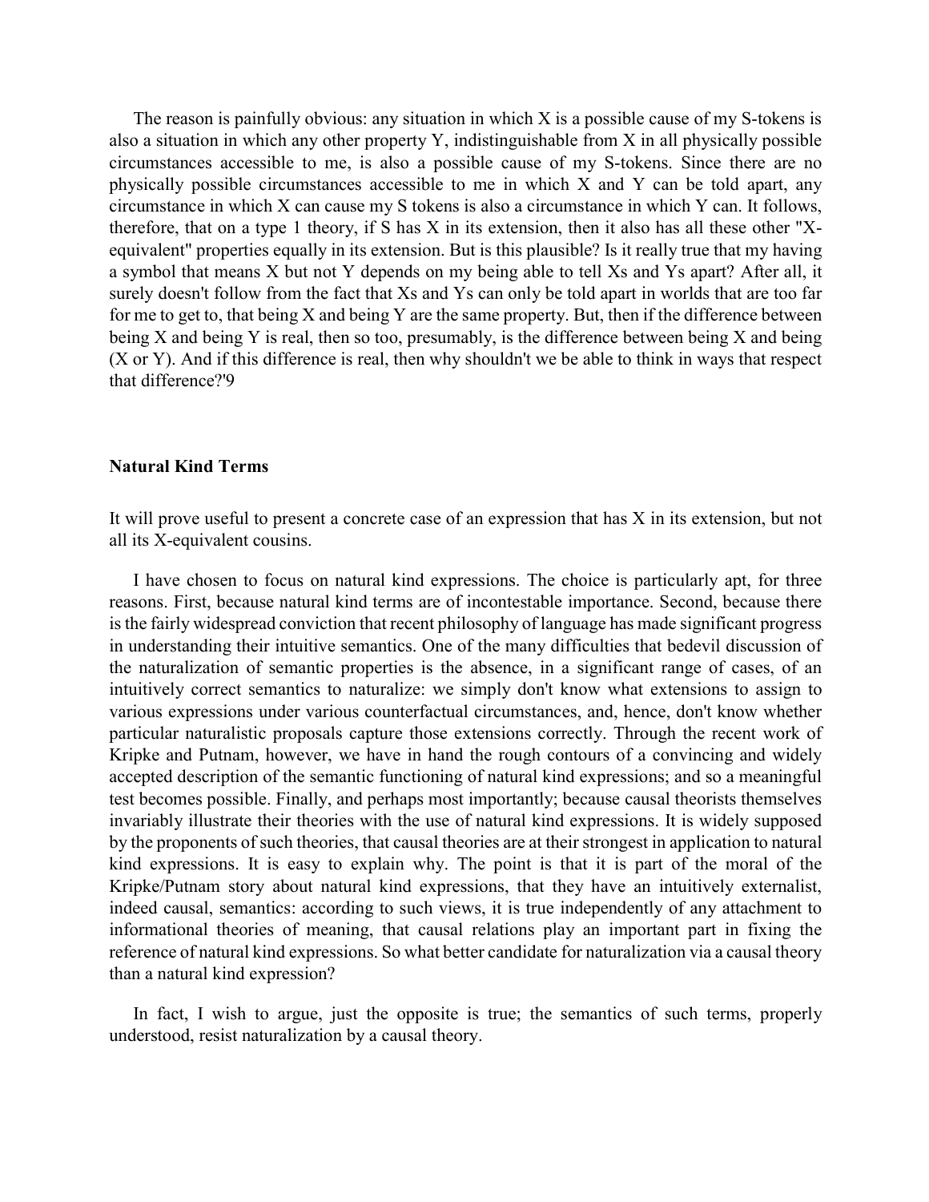The reason is painfully obvious: any situation in which X is a possible cause of my S-tokens is also a situation in which any other property Y, indistinguishable from X in all physically possible circumstances accessible to me, is also a possible cause of my S-tokens. Since there are no physically possible circumstances accessible to me in which X and Y can be told apart, any circumstance in which X can cause my S tokens is also a circumstance in which Y can. It follows, therefore, that on a type 1 theory, if S has X in its extension, then it also has all these other "X-equivalent" properties equally in its extension. But is this plausible? Is it really true that my having a symbol that means X but not Y depends on my being able to tell Xs and Ys apart? After all, it surely doesn't follow from the fact that Xs and Ys can only be told apart in worlds that are too far for me to get to, that being X and being Y are the same property. But, then if the difference between being X and being Y is real, then so too, presumably, is the difference between being X and being (X or Y). And if this difference is real, then why shouldn't we be able to think in ways that respect that difference?'9

**Natural Kind Terms**

It will prove useful to present a concrete case of an expression that has X in its extension, but not all its X-equivalent cousins.

I have chosen to focus on natural kind expressions. The choice is particularly apt, for three reasons. First, because natural kind terms are of incontestable importance. Second, because there is the fairly widespread conviction that recent philosophy of language has made significant progress in understanding their intuitive semantics. One of the many difficulties that bedevil discussion of the naturalization of semantic properties is the absence, in a significant range of cases, of an intuitively correct semantics to naturalize: we simply don't know what extensions to assign to various expressions under various counterfactual circumstances, and, hence, don't know whether particular naturalistic proposals capture those extensions correctly. Through the recent work of Kripke and Putnam, however, we have in hand the rough contours of a convincing and widely accepted description of the semantic functioning of natural kind expressions; and so a meaningful test becomes possible. Finally, and perhaps most importantly; because causal theorists themselves invariably illustrate their theories with the use of natural kind expressions. It is widely supposed by the proponents of such theories, that causal theories are at their strongest in application to natural kind expressions. It is easy to explain why. The point is that it is part of the moral of the Kripke/Putnam story about natural kind expressions, that they have an intuitively externalist, indeed causal, semantics: according to such views, it is true independently of any attachment to informational theories of meaning, that causal relations play an important part in fixing the reference of natural kind expressions. So what better candidate for naturalization via a causal theory than a natural kind expression?

In fact, I wish to argue, just the opposite is true; the semantics of such terms, properly understood, resist naturalization by a causal theory.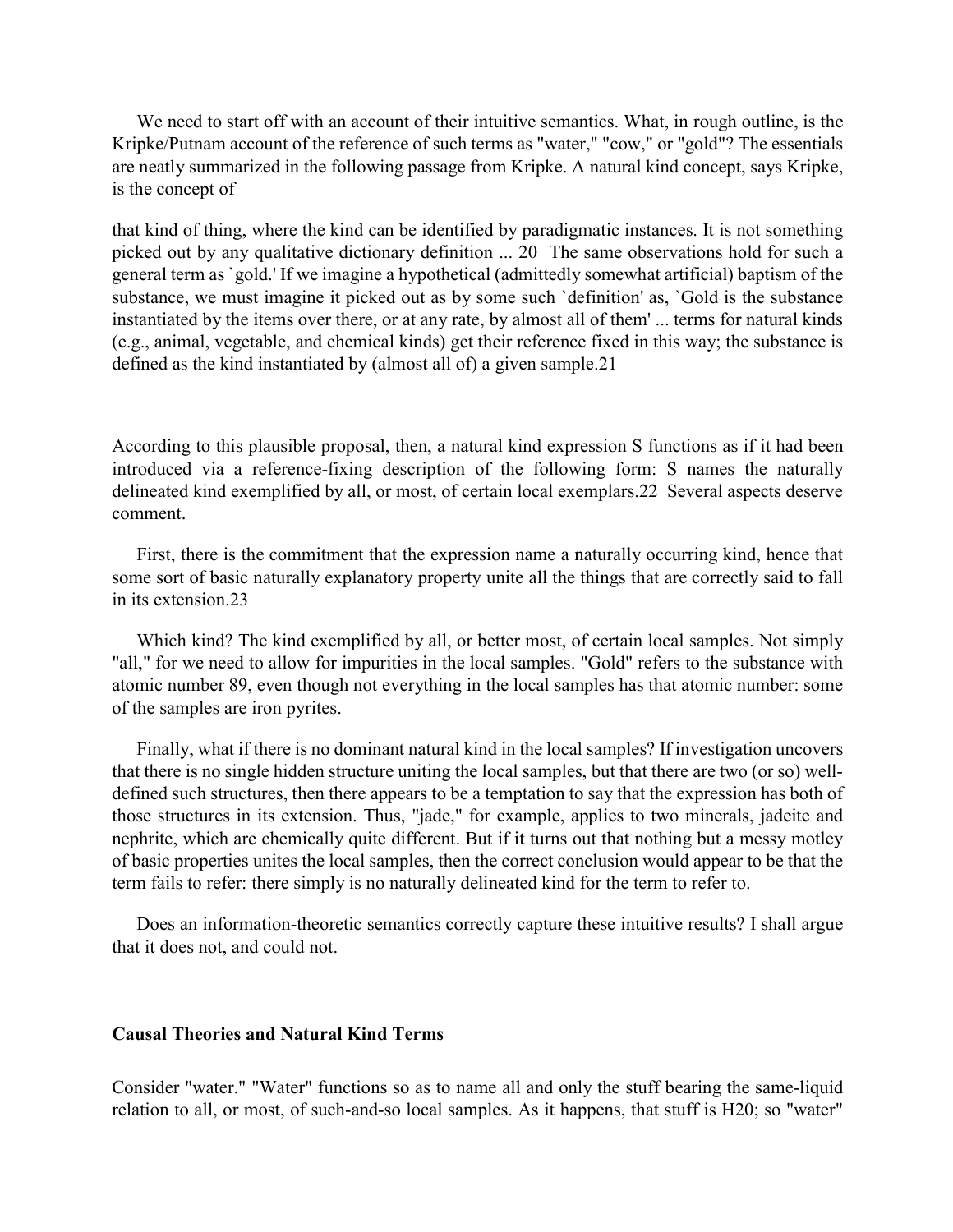We need to start off with an account of their intuitive semantics. What, in rough outline, is the Kripke/Putnam account of the reference of such terms as "water," "cow," or "gold"? The essentials are neatly summarized in the following passage from Kripke. A natural kind concept, says Kripke, is the concept of

> that kind of thing, where the kind can be identified by paradigmatic instances. It is not something picked out by any qualitative dictionary definition ... [20] The same observations hold for such a general term as `gold.' If we imagine a hypothetical (admittedly somewhat artificial) baptism of the substance, we must imagine it picked out as by some such `definition' as, `Gold is the substance instantiated by the items over there, or at any rate, by almost all of them' ... terms for natural kinds (e.g., animal, vegetable, and chemical kinds) get their reference fixed in this way; the substance is defined as the kind instantiated by (almost all of) a given sample.[21]

According to this plausible proposal, then, a natural kind expression S functions as if it had been introduced via a reference-fixing description of the following form: S names the naturally delineated kind exemplified by all, or most, of certain local exemplars.[22] Several aspects deserve comment.

First, there is the commitment that the expression name a naturally occurring kind, hence that some sort of basic naturally explanatory property unite all the things that are correctly said to fall in its extension.[23]

Which kind? The kind exemplified by all, or better most, of certain local samples. Not simply "all," for we need to allow for impurities in the local samples. "Gold" refers to the substance with atomic number 89, even though not everything in the local samples has that atomic number: some of the samples are iron pyrites.

Finally, what if there is no dominant natural kind in the local samples? If investigation uncovers that there is no single hidden structure uniting the local samples, but that there are two (or so) well-defined such structures, then there appears to be a temptation to say that the expression has both of those structures in its extension. Thus, "jade," for example, applies to two minerals, jadeite and nephrite, which are chemically quite different. But if it turns out that nothing but a messy motley of basic properties unites the local samples, then the correct conclusion would appear to be that the term fails to refer: there simply is no naturally delineated kind for the term to refer to.

Does an information-theoretic semantics correctly capture these intuitive results? I shall argue that it does not, and could not.

**Causal Theories and Natural Kind Terms**

Consider "water." "Water" functions so as to name all and only the stuff bearing the same-liquid relation to all, or most, of such-and-so local samples. As it happens, that stuff is $H_2O$; so "water"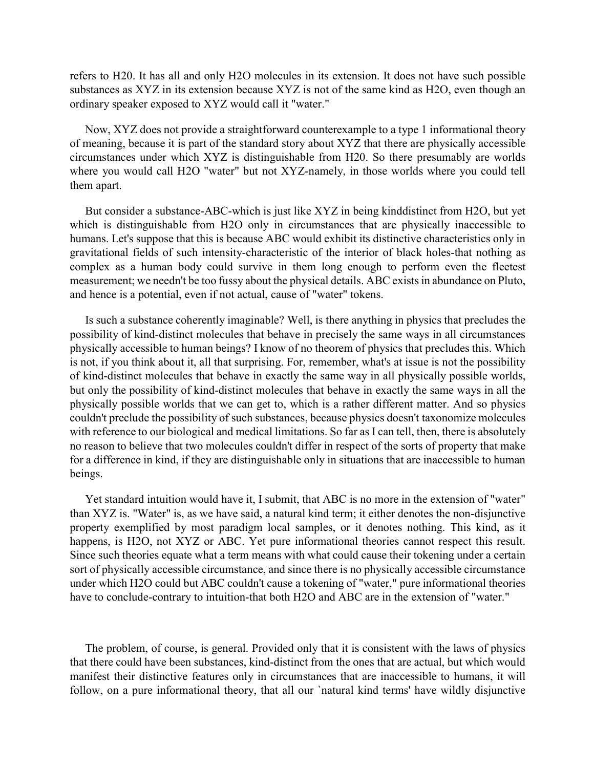refers to H20. It has all and only $H_2O$ molecules in its extension. It does not have such possible substances as XYZ in its extension because XYZ is not of the same kind as $H_2O$, even though an ordinary speaker exposed to XYZ would call it "water."

Now, XYZ does not provide a straightforward counterexample to a type 1 informational theory of meaning, because it is part of the standard story about XYZ that there are physically accessible circumstances under which XYZ is distinguishable from H20. So there presumably are worlds where you would call $H_2O$ "water" but not XYZ-namely, in those worlds where you could tell them apart.

But consider a substance-ABC-which is just like XYZ in being kinddistinct from $H_2O$, but yet which is distinguishable from $H_2O$ only in circumstances that are physically inaccessible to humans. Let's suppose that this is because ABC would exhibit its distinctive characteristics only in gravitational fields of such intensity-characteristic of the interior of black holes-that nothing as complex as a human body could survive in them long enough to perform even the fleetest measurement; we needn't be too fussy about the physical details. ABC exists in abundance on Pluto, and hence is a potential, even if not actual, cause of "water" tokens.

Is such a substance coherently imaginable? Well, is there anything in physics that precludes the possibility of kind-distinct molecules that behave in precisely the same ways in all circumstances physically accessible to human beings? I know of no theorem of physics that precludes this. Which is not, if you think about it, all that surprising. For, remember, what's at issue is not the possibility of kind-distinct molecules that behave in exactly the same way in all physically possible worlds, but only the possibility of kind-distinct molecules that behave in exactly the same ways in all the physically possible worlds that we can get to, which is a rather different matter. And so physics couldn't preclude the possibility of such substances, because physics doesn't taxonomize molecules with reference to our biological and medical limitations. So far as I can tell, then, there is absolutely no reason to believe that two molecules couldn't differ in respect of the sorts of property that make for a difference in kind, if they are distinguishable only in situations that are inaccessible to human beings.

Yet standard intuition would have it, I submit, that ABC is no more in the extension of "water" than XYZ is. "Water" is, as we have said, a natural kind term; it either denotes the non-disjunctive property exemplified by most paradigm local samples, or it denotes nothing. This kind, as it happens, is $H_2O$, not XYZ or ABC. Yet pure informational theories cannot respect this result. Since such theories equate what a term means with what could cause their tokening under a certain sort of physically accessible circumstance, and since there is no physically accessible circumstance under which $H_2O$ could but ABC couldn't cause a tokening of "water," pure informational theories have to conclude-contrary to intuition-that both $H_2O$ and ABC are in the extension of "water."

The problem, of course, is general. Provided only that it is consistent with the laws of physics that there could have been substances, kind-distinct from the ones that are actual, but which would manifest their distinctive features only in circumstances that are inaccessible to humans, it will follow, on a pure informational theory, that all our `natural kind terms' have wildly disjunctive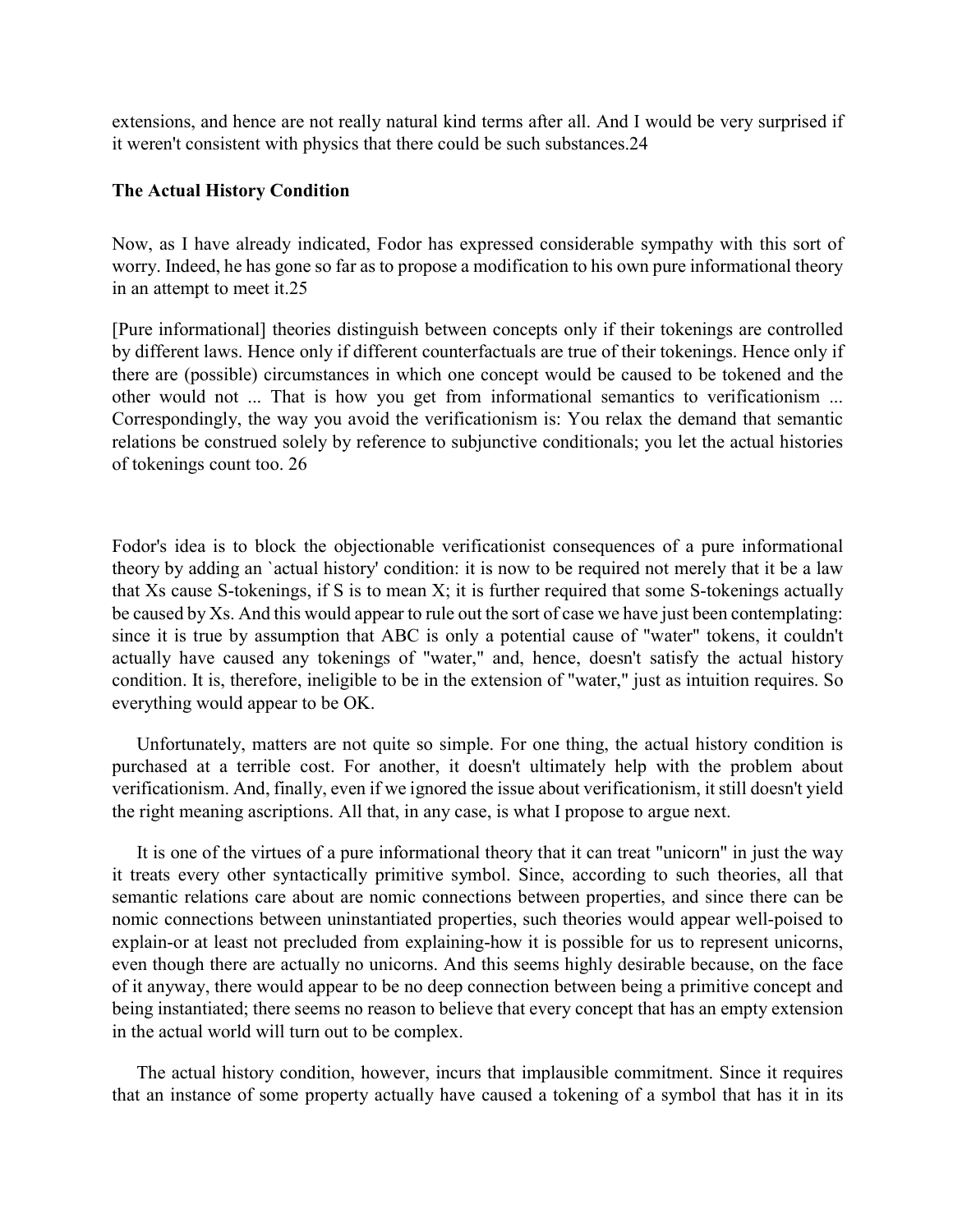extensions, and hence are not really natural kind terms after all. And I would be very surprised if it weren't consistent with physics that there could be such substances.[24]

### The Actual History Condition

Now, as I have already indicated, Fodor has expressed considerable sympathy with this sort of worry. Indeed, he has gone so far as to propose a modification to his own pure informational theory in an attempt to meet it.[25]

> [Pure informational] theories distinguish between concepts only if their tokenings are controlled by different laws. Hence only if different counterfactuals are true of their tokenings. Hence only if there are (possible) circumstances in which one concept would be caused to be tokened and the other would not ... That is how you get from informational semantics to verificationism ... Correspondingly, the way you avoid the verificationism is: You relax the demand that semantic relations be construed solely by reference to subjunctive conditionals; you let the actual histories of tokenings count too. [26]

Fodor's idea is to block the objectionable verificationist consequences of a pure informational theory by adding an `actual history' condition: it is now to be required not merely that it be a law that Xs cause S-tokenings, if S is to mean X; it is further required that some S-tokenings actually be caused by Xs. And this would appear to rule out the sort of case we have just been contemplating: since it is true by assumption that ABC is only a potential cause of "water" tokens, it couldn't actually have caused any tokenings of "water," and, hence, doesn't satisfy the actual history condition. It is, therefore, ineligible to be in the extension of "water," just as intuition requires. So everything would appear to be OK.

Unfortunately, matters are not quite so simple. For one thing, the actual history condition is purchased at a terrible cost. For another, it doesn't ultimately help with the problem about verificationism. And, finally, even if we ignored the issue about verificationism, it still doesn't yield the right meaning ascriptions. All that, in any case, is what I propose to argue next.

It is one of the virtues of a pure informational theory that it can treat "unicorn" in just the way it treats every other syntactically primitive symbol. Since, according to such theories, all that semantic relations care about are nomic connections between properties, and since there can be nomic connections between uninstantiated properties, such theories would appear well-poised to explain-or at least not precluded from explaining-how it is possible for us to represent unicorns, even though there are actually no unicorns. And this seems highly desirable because, on the face of it anyway, there would appear to be no deep connection between being a primitive concept and being instantiated; there seems no reason to believe that every concept that has an empty extension in the actual world will turn out to be complex.

The actual history condition, however, incurs that implausible commitment. Since it requires that an instance of some property actually have caused a tokening of a symbol that has it in its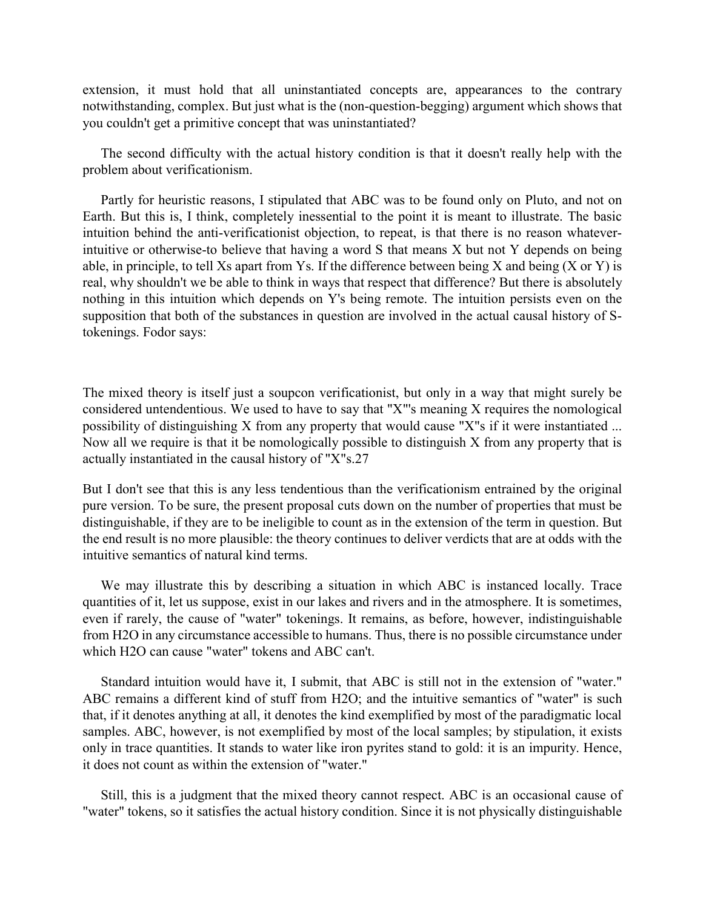extension, it must hold that all uninstantiated concepts are, appearances to the contrary notwithstanding, complex. But just what is the (non-question-begging) argument which shows that you couldn't get a primitive concept that was uninstantiated?

The second difficulty with the actual history condition is that it doesn't really help with the problem about verificationism.

Partly for heuristic reasons, I stipulated that ABC was to be found only on Pluto, and not on Earth. But this is, I think, completely inessential to the point it is meant to illustrate. The basic intuition behind the anti-verificationist objection, to repeat, is that there is no reason whatever-intuitive or otherwise-to believe that having a word S that means X but not Y depends on being able, in principle, to tell Xs apart from Ys. If the difference between being X and being (X or Y) is real, why shouldn't we be able to think in ways that respect that difference? But there is absolutely nothing in this intuition which depends on Y's being remote. The intuition persists even on the supposition that both of the substances in question are involved in the actual causal history of S-tokenings. Fodor says:

The mixed theory is itself just a soupcon verificationist, but only in a way that might surely be considered untendentious. We used to have to say that "X"'s meaning X requires the nomological possibility of distinguishing X from any property that would cause "X"s if it were instantiated ... Now all we require is that it be nomologically possible to distinguish X from any property that is actually instantiated in the causal history of "X"s.27

But I don't see that this is any less tendentious than the verificationism entrained by the original pure version. To be sure, the present proposal cuts down on the number of properties that must be distinguishable, if they are to be ineligible to count as in the extension of the term in question. But the end result is no more plausible: the theory continues to deliver verdicts that are at odds with the intuitive semantics of natural kind terms.

We may illustrate this by describing a situation in which ABC is instanced locally. Trace quantities of it, let us suppose, exist in our lakes and rivers and in the atmosphere. It is sometimes, even if rarely, the cause of "water" tokenings. It remains, as before, however, indistinguishable from H2O in any circumstance accessible to humans. Thus, there is no possible circumstance under which H2O can cause "water" tokens and ABC can't.

Standard intuition would have it, I submit, that ABC is still not in the extension of "water." ABC remains a different kind of stuff from H2O; and the intuitive semantics of "water" is such that, if it denotes anything at all, it denotes the kind exemplified by most of the paradigmatic local samples. ABC, however, is not exemplified by most of the local samples; by stipulation, it exists only in trace quantities. It stands to water like iron pyrites stand to gold: it is an impurity. Hence, it does not count as within the extension of "water."

Still, this is a judgment that the mixed theory cannot respect. ABC is an occasional cause of "water" tokens, so it satisfies the actual history condition. Since it is not physically distinguishable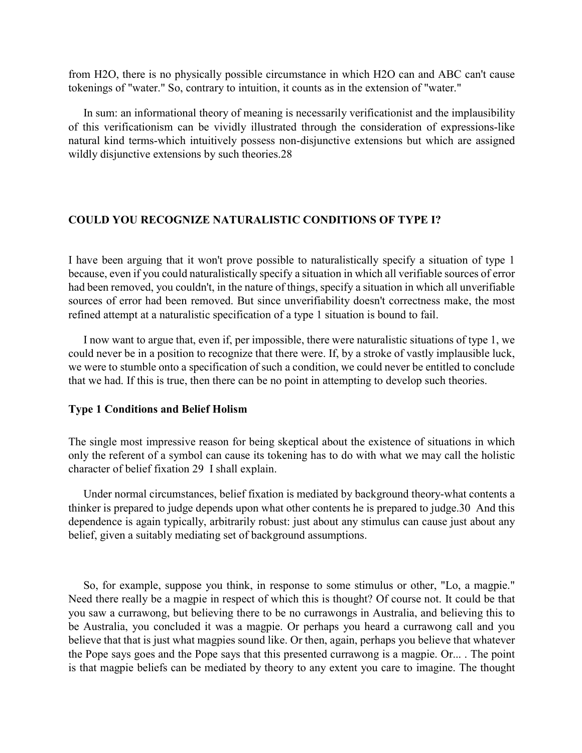from $H_2O$, there is no physically possible circumstance in which $H_2O$ can and ABC can't cause tokenings of "water." So, contrary to intuition, it counts as in the extension of "water."

In sum: an informational theory of meaning is necessarily verificationist and the implausibility of this verificationism can be vividly illustrated through the consideration of expressions-like natural kind terms-which intuitively possess non-disjunctive extensions but which are assigned wildly disjunctive extensions by such theories.[28]

## COULD YOU RECOGNIZE NATURALISTIC CONDITIONS OF TYPE I?

I have been arguing that it won't prove possible to naturalistically specify a situation of type 1 because, even if you could naturalistically specify a situation in which all verifiable sources of error had been removed, you couldn't, in the nature of things, specify a situation in which all unverifiable sources of error had been removed. But since unverifiability doesn't correctness make, the most refined attempt at a naturalistic specification of a type 1 situation is bound to fail.

I now want to argue that, even if, per impossible, there were naturalistic situations of type 1, we could never be in a position to recognize that there were. If, by a stroke of vastly implausible luck, we were to stumble onto a specification of such a condition, we could never be entitled to conclude that we had. If this is true, then there can be no point in attempting to develop such theories.

### Type 1 Conditions and Belief Holism

The single most impressive reason for being skeptical about the existence of situations in which only the referent of a symbol can cause its tokening has to do with what we may call the holistic character of belief fixation[29] I shall explain.

Under normal circumstances, belief fixation is mediated by background theory-what contents a thinker is prepared to judge depends upon what other contents he is prepared to judge.[30] And this dependence is again typically, arbitrarily robust: just about any stimulus can cause just about any belief, given a suitably mediating set of background assumptions.

So, for example, suppose you think, in response to some stimulus or other, "Lo, a magpie." Need there really be a magpie in respect of which this is thought? Of course not. It could be that you saw a currawong, but believing there to be no currawongs in Australia, and believing this to be Australia, you concluded it was a magpie. Or perhaps you heard a currawong call and you believe that that is just what magpies sound like. Or then, again, perhaps you believe that whatever the Pope says goes and the Pope says that this presented currawong is a magpie. Or... . The point is that magpie beliefs can be mediated by theory to any extent you care to imagine. The thought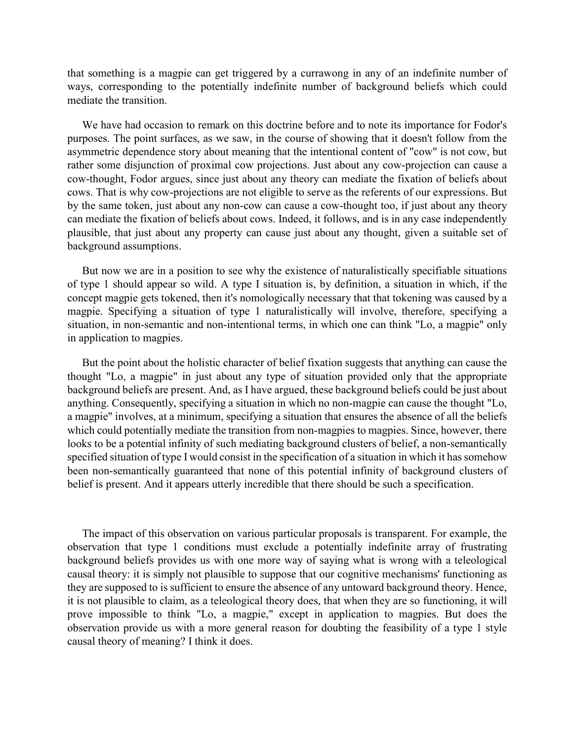that something is a magpie can get triggered by a currawong in any of an indefinite number of ways, corresponding to the potentially indefinite number of background beliefs which could mediate the transition.

We have had occasion to remark on this doctrine before and to note its importance for Fodor's purposes. The point surfaces, as we saw, in the course of showing that it doesn't follow from the asymmetric dependence story about meaning that the intentional content of "cow" is not cow, but rather some disjunction of proximal cow projections. Just about any cow-projection can cause a cow-thought, Fodor argues, since just about any theory can mediate the fixation of beliefs about cows. That is why cow-projections are not eligible to serve as the referents of our expressions. But by the same token, just about any non-cow can cause a cow-thought too, if just about any theory can mediate the fixation of beliefs about cows. Indeed, it follows, and is in any case independently plausible, that just about any property can cause just about any thought, given a suitable set of background assumptions.

But now we are in a position to see why the existence of naturalistically specifiable situations of type 1 should appear so wild. A type I situation is, by definition, a situation in which, if the concept magpie gets tokened, then it's nomologically necessary that that tokening was caused by a magpie. Specifying a situation of type 1 naturalistically will involve, therefore, specifying a situation, in non-semantic and non-intentional terms, in which one can think "Lo, a magpie" only in application to magpies.

But the point about the holistic character of belief fixation suggests that anything can cause the thought "Lo, a magpie" in just about any type of situation provided only that the appropriate background beliefs are present. And, as I have argued, these background beliefs could be just about anything. Consequently, specifying a situation in which no non-magpie can cause the thought "Lo, a magpie" involves, at a minimum, specifying a situation that ensures the absence of all the beliefs which could potentially mediate the transition from non-magpies to magpies. Since, however, there looks to be a potential infinity of such mediating background clusters of belief, a non-semantically specified situation of type I would consist in the specification of a situation in which it has somehow been non-semantically guaranteed that none of this potential infinity of background clusters of belief is present. And it appears utterly incredible that there should be such a specification.

The impact of this observation on various particular proposals is transparent. For example, the observation that type 1 conditions must exclude a potentially indefinite array of frustrating background beliefs provides us with one more way of saying what is wrong with a teleological causal theory: it is simply not plausible to suppose that our cognitive mechanisms' functioning as they are supposed to is sufficient to ensure the absence of any untoward background theory. Hence, it is not plausible to claim, as a teleological theory does, that when they are so functioning, it will prove impossible to think "Lo, a magpie," except in application to magpies. But does the observation provide us with a more general reason for doubting the feasibility of a type 1 style causal theory of meaning? I think it does.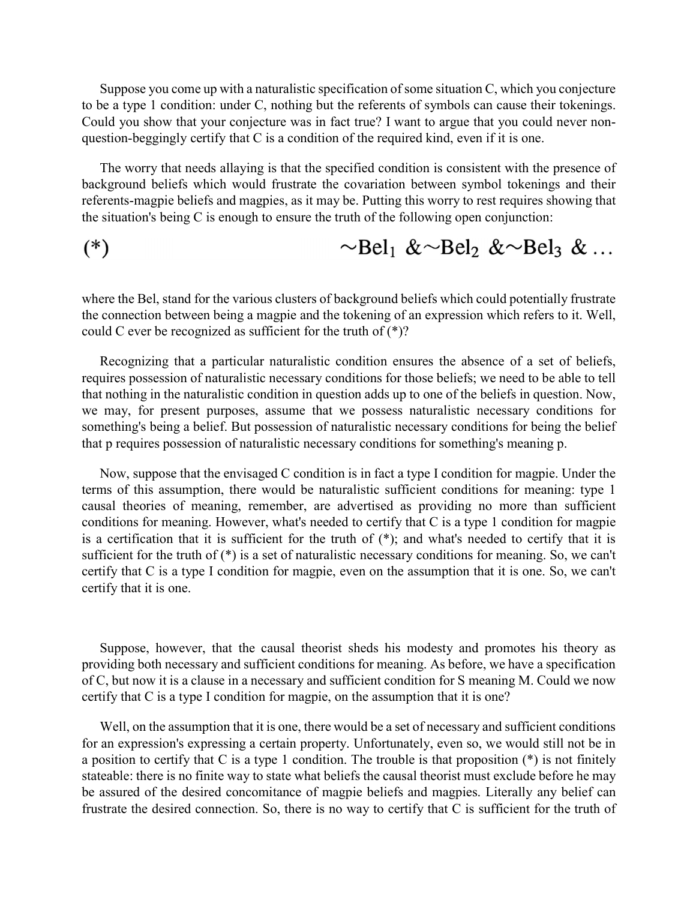Suppose you come up with a naturalistic specification of some situation C, which you conjecture to be a type 1 condition: under C, nothing but the referents of symbols can cause their tokenings. Could you show that your conjecture was in fact true? I want to argue that you could never non-question-beggingly certify that C is a condition of the required kind, even if it is one.

The worry that needs allaying is that the specified condition is consistent with the presence of background beliefs which would frustrate the covariation between symbol tokenings and their referents-magpie beliefs and magpies, as it may be. Putting this worry to rest requires showing that the situation's being C is enough to ensure the truth of the following open conjunction:

$$(*) \qquad \sim Bel_1 \ \& \sim Bel_2 \ \& \sim Bel_3 \ \& \ldots$$

where the $Bel_i$ stand for the various clusters of background beliefs which could potentially frustrate the connection between being a magpie and the tokening of an expression which refers to it. Well, could C ever be recognized as sufficient for the truth of (*)?

Recognizing that a particular naturalistic condition ensures the absence of a set of beliefs, requires possession of naturalistic necessary conditions for those beliefs; we need to be able to tell that nothing in the naturalistic condition in question adds up to one of the beliefs in question. Now, we may, for present purposes, assume that we possess naturalistic necessary conditions for something's being a belief. But possession of naturalistic necessary conditions for being the belief that p requires possession of naturalistic necessary conditions for something's meaning p.

Now, suppose that the envisaged C condition is in fact a type I condition for magpie. Under the terms of this assumption, there would be naturalistic sufficient conditions for meaning: type 1 causal theories of meaning, remember, are advertised as providing no more than sufficient conditions for meaning. However, what's needed to certify that C is a type 1 condition for magpie is a certification that it is sufficient for the truth of (*); and what's needed to certify that it is sufficient for the truth of (*) is a set of naturalistic necessary conditions for meaning. So, we can't certify that C is a type I condition for magpie, even on the assumption that it is one. So, we can't certify that it is one.

Suppose, however, that the causal theorist sheds his modesty and promotes his theory as providing both necessary and sufficient conditions for meaning. As before, we have a specification of C, but now it is a clause in a necessary and sufficient condition for S meaning M. Could we now certify that C is a type I condition for magpie, on the assumption that it is one?

Well, on the assumption that it is one, there would be a set of necessary and sufficient conditions for an expression's expressing a certain property. Unfortunately, even so, we would still not be in a position to certify that C is a type 1 condition. The trouble is that proposition (*) is not finitely stateable: there is no finite way to state what beliefs the causal theorist must exclude before he may be assured of the desired concomitance of magpie beliefs and magpies. Literally any belief can frustrate the desired connection. So, there is no way to certify that C is sufficient for the truth of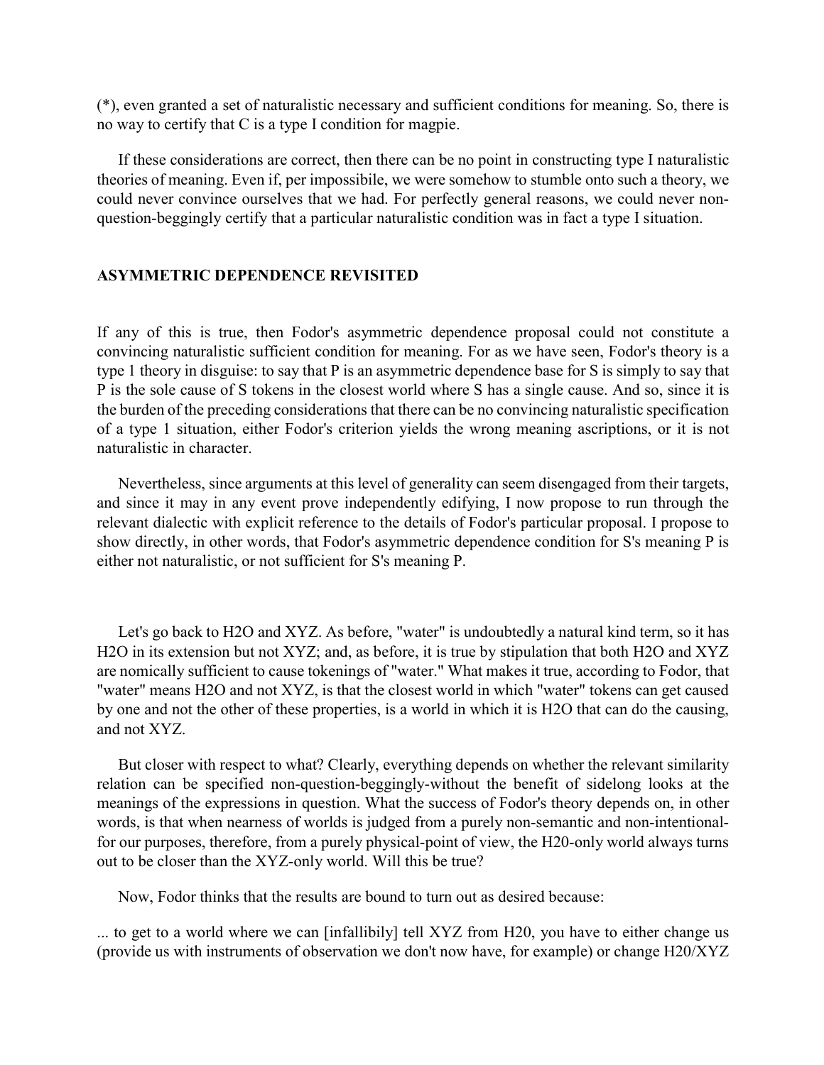(*), even granted a set of naturalistic necessary and sufficient conditions for meaning. So, there is no way to certify that C is a type I condition for magpie.

If these considerations are correct, then there can be no point in constructing type I naturalistic theories of meaning. Even if, per impossibile, we were somehow to stumble onto such a theory, we could never convince ourselves that we had. For perfectly general reasons, we could never non-question-beggingly certify that a particular naturalistic condition was in fact a type I situation.

## ASYMMETRIC DEPENDENCE REVISITED

If any of this is true, then Fodor's asymmetric dependence proposal could not constitute a convincing naturalistic sufficient condition for meaning. For as we have seen, Fodor's theory is a type 1 theory in disguise: to say that P is an asymmetric dependence base for S is simply to say that P is the sole cause of S tokens in the closest world where S has a single cause. And so, since it is the burden of the preceding considerations that there can be no convincing naturalistic specification of a type 1 situation, either Fodor's criterion yields the wrong meaning ascriptions, or it is not naturalistic in character.

Nevertheless, since arguments at this level of generality can seem disengaged from their targets, and since it may in any event prove independently edifying, I now propose to run through the relevant dialectic with explicit reference to the details of Fodor's particular proposal. I propose to show directly, in other words, that Fodor's asymmetric dependence condition for S's meaning P is either not naturalistic, or not sufficient for S's meaning P.

Let's go back to H2O and XYZ. As before, "water" is undoubtedly a natural kind term, so it has H2O in its extension but not XYZ; and, as before, it is true by stipulation that both H2O and XYZ are nomically sufficient to cause tokenings of "water." What makes it true, according to Fodor, that "water" means H2O and not XYZ, is that the closest world in which "water" tokens can get caused by one and not the other of these properties, is a world in which it is H2O that can do the causing, and not XYZ.

But closer with respect to what? Clearly, everything depends on whether the relevant similarity relation can be specified non-question-beggingly-without the benefit of sidelong looks at the meanings of the expressions in question. What the success of Fodor's theory depends on, in other words, is that when nearness of worlds is judged from a purely non-semantic and non-intentional-for our purposes, therefore, from a purely physical-point of view, the H20-only world always turns out to be closer than the XYZ-only world. Will this be true?

Now, Fodor thinks that the results are bound to turn out as desired because:

... to get to a world where we can [infallibily] tell XYZ from H20, you have to either change us (provide us with instruments of observation we don't now have, for example) or change H20/XYZ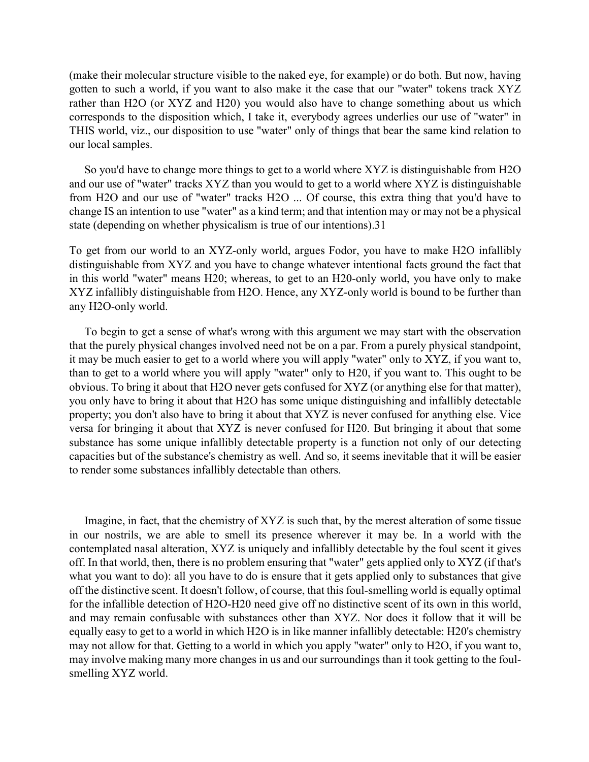(make their molecular structure visible to the naked eye, for example) or do both. But now, having gotten to such a world, if you want to also make it the case that our "water" tokens track XYZ rather than $H_2O$ (or XYZ and H20) you would also have to change something about us which corresponds to the disposition which, I take it, everybody agrees underlies our use of "water" in THIS world, viz., our disposition to use "water" only of things that bear the same kind relation to our local samples.

So you'd have to change more things to get to a world where XYZ is distinguishable from $H_2O$ and our use of "water" tracks XYZ than you would to get to a world where XYZ is distinguishable from $H_2O$ and our use of "water" tracks $H_2O$ ... Of course, this extra thing that you'd have to change IS an intention to use "water" as a kind term; and that intention may or may not be a physical state (depending on whether physicalism is true of our intentions).[31]

To get from our world to an XYZ-only world, argues Fodor, you have to make $H_2O$ infallibly distinguishable from XYZ and you have to change whatever intentional facts ground the fact that in this world "water" means H20; whereas, to get to an H20-only world, you have only to make XYZ infallibly distinguishable from $H_2O$. Hence, any XYZ-only world is bound to be further than any $H_2O$-only world.

To begin to get a sense of what's wrong with this argument we may start with the observation that the purely physical changes involved need not be on a par. From a purely physical standpoint, it may be much easier to get to a world where you will apply "water" only to XYZ, if you want to, than to get to a world where you will apply "water" only to H20, if you want to. This ought to be obvious. To bring it about that $H_2O$ never gets confused for XYZ (or anything else for that matter), you only have to bring it about that $H_2O$ has some unique distinguishing and infallibly detectable property; you don't also have to bring it about that XYZ is never confused for anything else. Vice versa for bringing it about that XYZ is never confused for H20. But bringing it about that some substance has some unique infallibly detectable property is a function not only of our detecting capacities but of the substance's chemistry as well. And so, it seems inevitable that it will be easier to render some substances infallibly detectable than others.

Imagine, in fact, that the chemistry of XYZ is such that, by the merest alteration of some tissue in our nostrils, we are able to smell its presence wherever it may be. In a world with the contemplated nasal alteration, XYZ is uniquely and infallibly detectable by the foul scent it gives off. In that world, then, there is no problem ensuring that "water" gets applied only to XYZ (if that's what you want to do): all you have to do is ensure that it gets applied only to substances that give off the distinctive scent. It doesn't follow, of course, that this foul-smelling world is equally optimal for the infallible detection of $H_2O$-H20 need give off no distinctive scent of its own in this world, and may remain confusable with substances other than XYZ. Nor does it follow that it will be equally easy to get to a world in which $H_2O$ is in like manner infallibly detectable: H20's chemistry may not allow for that. Getting to a world in which you apply "water" only to $H_2O$, if you want to, may involve making many more changes in us and our surroundings than it took getting to the foul-smelling XYZ world.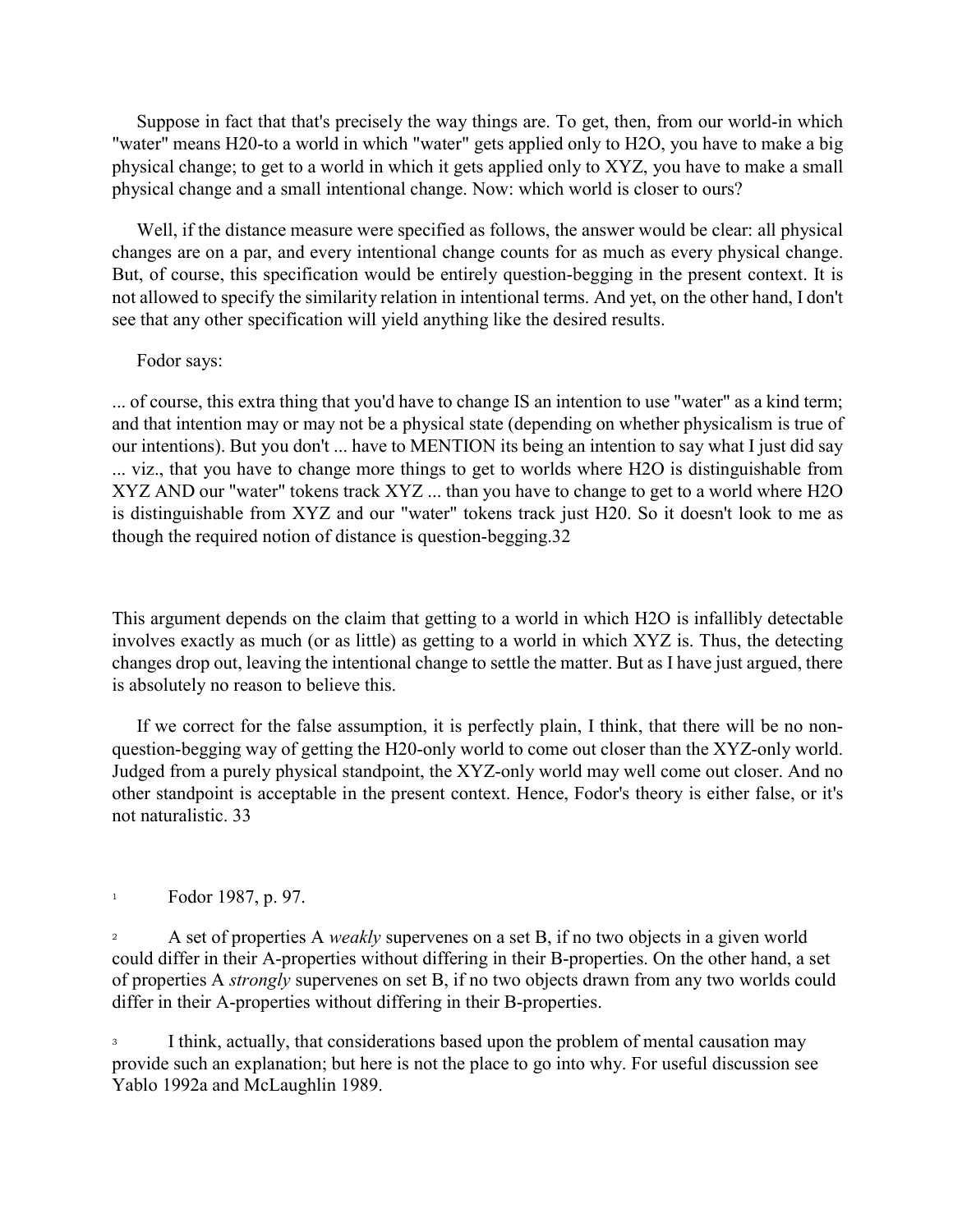Suppose in fact that that's precisely the way things are. To get, then, from our world-in which "water" means H20-to a world in which "water" gets applied only to H2O, you have to make a big physical change; to get to a world in which it gets applied only to XYZ, you have to make a small physical change and a small intentional change. Now: which world is closer to ours?

Well, if the distance measure were specified as follows, the answer would be clear: all physical changes are on a par, and every intentional change counts for as much as every physical change. But, of course, this specification would be entirely question-begging in the present context. It is not allowed to specify the similarity relation in intentional terms. And yet, on the other hand, I don't see that any other specification will yield anything like the desired results.

Fodor says:

... of course, this extra thing that you'd have to change IS an intention to use "water" as a kind term; and that intention may or may not be a physical state (depending on whether physicalism is true of our intentions). But you don't ... have to MENTION its being an intention to say what I just did say ... viz., that you have to change more things to get to worlds where H2O is distinguishable from XYZ AND our "water" tokens track XYZ ... than you have to change to get to a world where H2O is distinguishable from XYZ and our "water" tokens track just H20. So it doesn't look to me as though the required notion of distance is question-begging.32

This argument depends on the claim that getting to a world in which H2O is infallibly detectable involves exactly as much (or as little) as getting to a world in which XYZ is. Thus, the detecting changes drop out, leaving the intentional change to settle the matter. But as I have just argued, there is absolutely no reason to believe this.

If we correct for the false assumption, it is perfectly plain, I think, that there will be no non-question-begging way of getting the H20-only world to come out closer than the XYZ-only world. Judged from a purely physical standpoint, the XYZ-only world may well come out closer. And no other standpoint is acceptable in the present context. Hence, Fodor's theory is either false, or it's not naturalistic. 33

[1] Fodor 1987, p. 97.

[2] A set of properties A *weakly* supervenes on a set B, if no two objects in a given world could differ in their A-properties without differing in their B-properties. On the other hand, a set of properties A *strongly* supervenes on set B, if no two objects drawn from any two worlds could differ in their A-properties without differing in their B-properties.

[3] I think, actually, that considerations based upon the problem of mental causation may provide such an explanation; but here is not the place to go into why. For useful discussion see Yablo 1992a and McLaughlin 1989.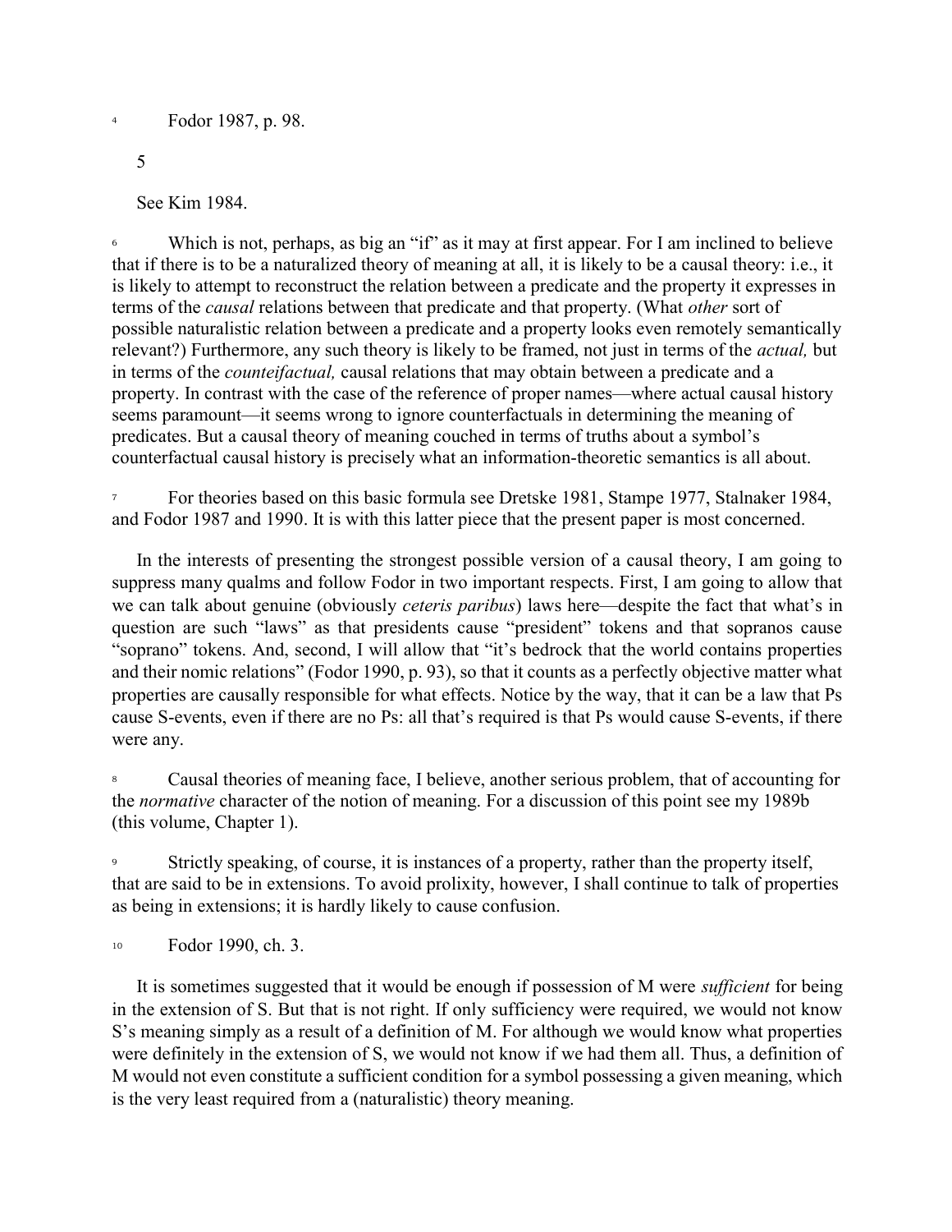[4] Fodor 1987, p. 98.

5

See Kim 1984.

[6] Which is not, perhaps, as big an "if" as it may at first appear. For I am inclined to believe that if there is to be a naturalized theory of meaning at all, it is likely to be a causal theory: i.e., it is likely to attempt to reconstruct the relation between a predicate and the property it expresses in terms of the *causal* relations between that predicate and that property. (What *other* sort of possible naturalistic relation between a predicate and a property looks even remotely semantically relevant?) Furthermore, any such theory is likely to be framed, not just in terms of the *actual,* but in terms of the *counteifactual,* causal relations that may obtain between a predicate and a property. In contrast with the case of the reference of proper names—where actual causal history seems paramount—it seems wrong to ignore counterfactuals in determining the meaning of predicates. But a causal theory of meaning couched in terms of truths about a symbol's counterfactual causal history is precisely what an information-theoretic semantics is all about.

[7] For theories based on this basic formula see Dretske 1981, Stampe 1977, Stalnaker 1984, and Fodor 1987 and 1990. It is with this latter piece that the present paper is most concerned.

In the interests of presenting the strongest possible version of a causal theory, I am going to suppress many qualms and follow Fodor in two important respects. First, I am going to allow that we can talk about genuine (obviously *ceteris paribus*) laws here—despite the fact that what's in question are such "laws" as that presidents cause "president" tokens and that sopranos cause "soprano" tokens. And, second, I will allow that "it's bedrock that the world contains properties and their nomic relations" (Fodor 1990, p. 93), so that it counts as a perfectly objective matter what properties are causally responsible for what effects. Notice by the way, that it can be a law that Ps cause S-events, even if there are no Ps: all that's required is that Ps would cause S-events, if there were any.

[8] Causal theories of meaning face, I believe, another serious problem, that of accounting for the *normative* character of the notion of meaning. For a discussion of this point see my 1989b (this volume, Chapter 1).

[9] Strictly speaking, of course, it is instances of a property, rather than the property itself, that are said to be in extensions. To avoid prolixity, however, I shall continue to talk of properties as being in extensions; it is hardly likely to cause confusion.

[10] Fodor 1990, ch. 3.

It is sometimes suggested that it would be enough if possession of M were *sufficient* for being in the extension of S. But that is not right. If only sufficiency were required, we would not know S's meaning simply as a result of a definition of M. For although we would know what properties were definitely in the extension of S, we would not know if we had them all. Thus, a definition of M would not even constitute a sufficient condition for a symbol possessing a given meaning, which is the very least required from a (naturalistic) theory meaning.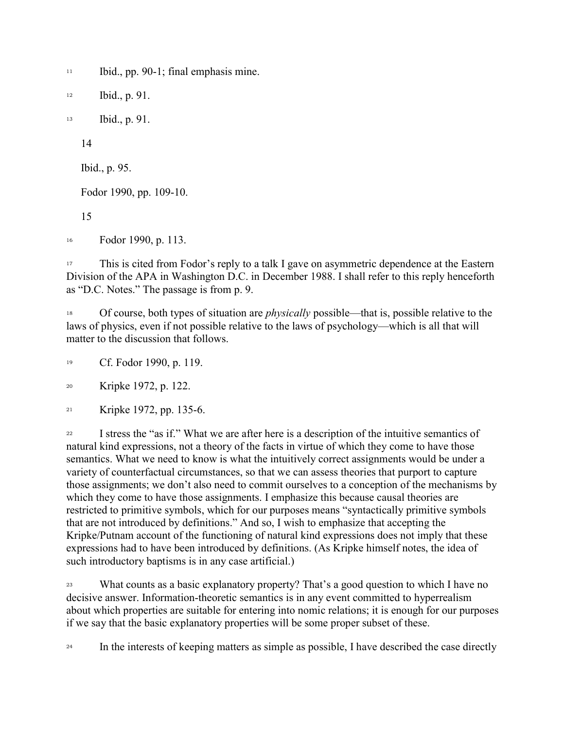[11] Ibid., pp. 90-1; final emphasis mine.

[12] Ibid., p. 91.

[13] Ibid., p. 91.

[14] Ibid., p. 95.

[15] Fodor 1990, pp. 109-10.

[16] Fodor 1990, p. 113.

[17] This is cited from Fodor's reply to a talk I gave on asymmetric dependence at the Eastern Division of the APA in Washington D.C. in December 1988. I shall refer to this reply henceforth as "D.C. Notes." The passage is from p. 9.

[18] Of course, both types of situation are *physically* possible—that is, possible relative to the laws of physics, even if not possible relative to the laws of psychology—which is all that will matter to the discussion that follows.

[19] Cf. Fodor 1990, p. 119.

[20] Kripke 1972, p. 122.

[21] Kripke 1972, pp. 135-6.

[22] I stress the "as if." What we are after here is a description of the intuitive semantics of natural kind expressions, not a theory of the facts in virtue of which they come to have those semantics. What we need to know is what the intuitively correct assignments would be under a variety of counterfactual circumstances, so that we can assess theories that purport to capture those assignments; we don't also need to commit ourselves to a conception of the mechanisms by which they come to have those assignments. I emphasize this because causal theories are restricted to primitive symbols, which for our purposes means "syntactically primitive symbols that are not introduced by definitions." And so, I wish to emphasize that accepting the Kripke/Putnam account of the functioning of natural kind expressions does not imply that these expressions had to have been introduced by definitions. (As Kripke himself notes, the idea of such introductory baptisms is in any case artificial.)

[23] What counts as a basic explanatory property? That's a good question to which I have no decisive answer. Information-theoretic semantics is in any event committed to hyperrealism about which properties are suitable for entering into nomic relations; it is enough for our purposes if we say that the basic explanatory properties will be some proper subset of these.

[24] In the interests of keeping matters as simple as possible, I have described the case directly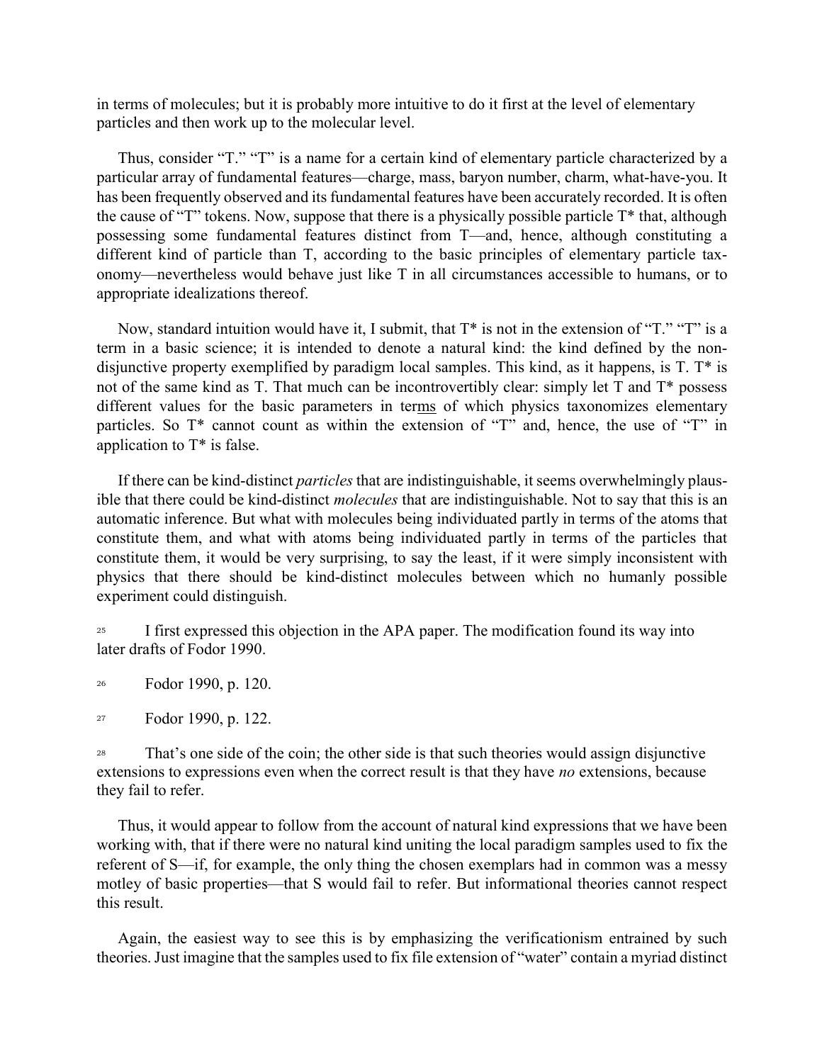in terms of molecules; but it is probably more intuitive to do it first at the level of elementary particles and then work up to the molecular level.

Thus, consider "T." "T" is a name for a certain kind of elementary particle characterized by a particular array of fundamental features—charge, mass, baryon number, charm, what-have-you. It has been frequently observed and its fundamental features have been accurately recorded. It is often the cause of "T" tokens. Now, suppose that there is a physically possible particle T* that, although possessing some fundamental features distinct from T—and, hence, although constituting a different kind of particle than T, according to the basic principles of elementary particle taxonomy—nevertheless would behave just like T in all circumstances accessible to humans, or to appropriate idealizations thereof.

Now, standard intuition would have it, I submit, that T* is not in the extension of "T." "T" is a term in a basic science; it is intended to denote a natural kind: the kind defined by the non-disjunctive property exemplified by paradigm local samples. This kind, as it happens, is T. T* is not of the same kind as T. That much can be incontrovertibly clear: simply let T and T* possess different values for the basic parameters in terms of which physics taxonomizes elementary particles. So T* cannot count as within the extension of "T" and, hence, the use of "T" in application to T* is false.

If there can be kind-distinct *particles* that are indistinguishable, it seems overwhelmingly plausible that there could be kind-distinct *molecules* that are indistinguishable. Not to say that this is an automatic inference. But what with molecules being individuated partly in terms of the atoms that constitute them, and what with atoms being individuated partly in terms of the particles that constitute them, it would be very surprising, to say the least, if it were simply inconsistent with physics that there should be kind-distinct molecules between which no humanly possible experiment could distinguish.

[25] I first expressed this objection in the APA paper. The modification found its way into later drafts of Fodor 1990.

[26] Fodor 1990, p. 120.

[27] Fodor 1990, p. 122.

[28] That's one side of the coin; the other side is that such theories would assign disjunctive extensions to expressions even when the correct result is that they have *no* extensions, because they fail to refer.

Thus, it would appear to follow from the account of natural kind expressions that we have been working with, that if there were no natural kind uniting the local paradigm samples used to fix the referent of S—if, for example, the only thing the chosen exemplars had in common was a messy motley of basic properties—that S would fail to refer. But informational theories cannot respect this result.

Again, the easiest way to see this is by emphasizing the verificationism entrained by such theories. Just imagine that the samples used to fix file extension of "water" contain a myriad distinct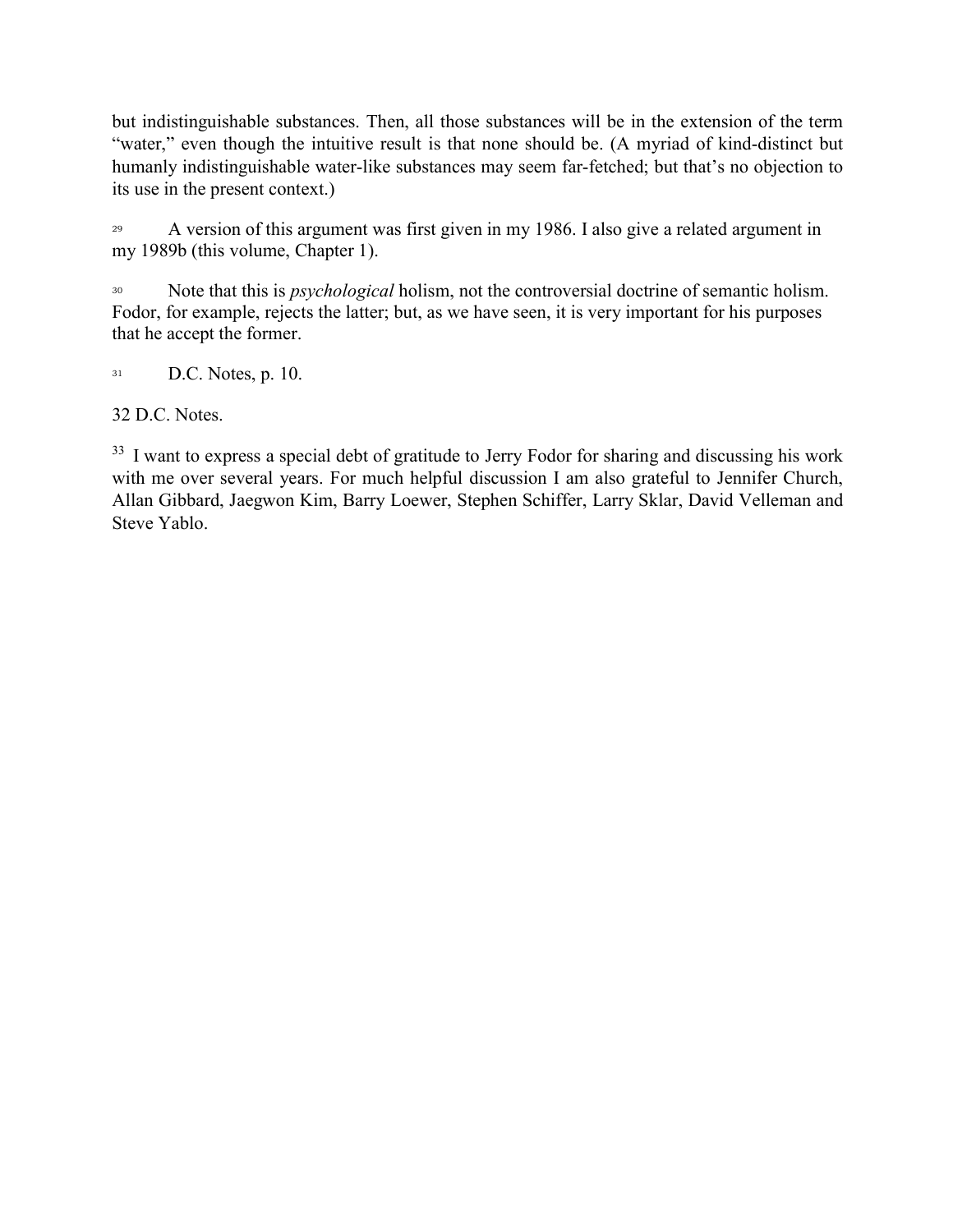but indistinguishable substances. Then, all those substances will be in the extension of the term "water," even though the intuitive result is that none should be. (A myriad of kind-distinct but humanly indistinguishable water-like substances may seem far-fetched; but that's no objection to its use in the present context.)

[29] A version of this argument was first given in my 1986. I also give a related argument in my 1989b (this volume, Chapter 1).

[30] Note that this is *psychological* holism, not the controversial doctrine of semantic holism. Fodor, for example, rejects the latter; but, as we have seen, it is very important for his purposes that he accept the former.

[31] D.C. Notes, p. 10.

32 D.C. Notes.

[33] I want to express a special debt of gratitude to Jerry Fodor for sharing and discussing his work with me over several years. For much helpful discussion I am also grateful to Jennifer Church, Allan Gibbard, Jaegwon Kim, Barry Loewer, Stephen Schiffer, Larry Sklar, David Velleman and Steve Yablo.